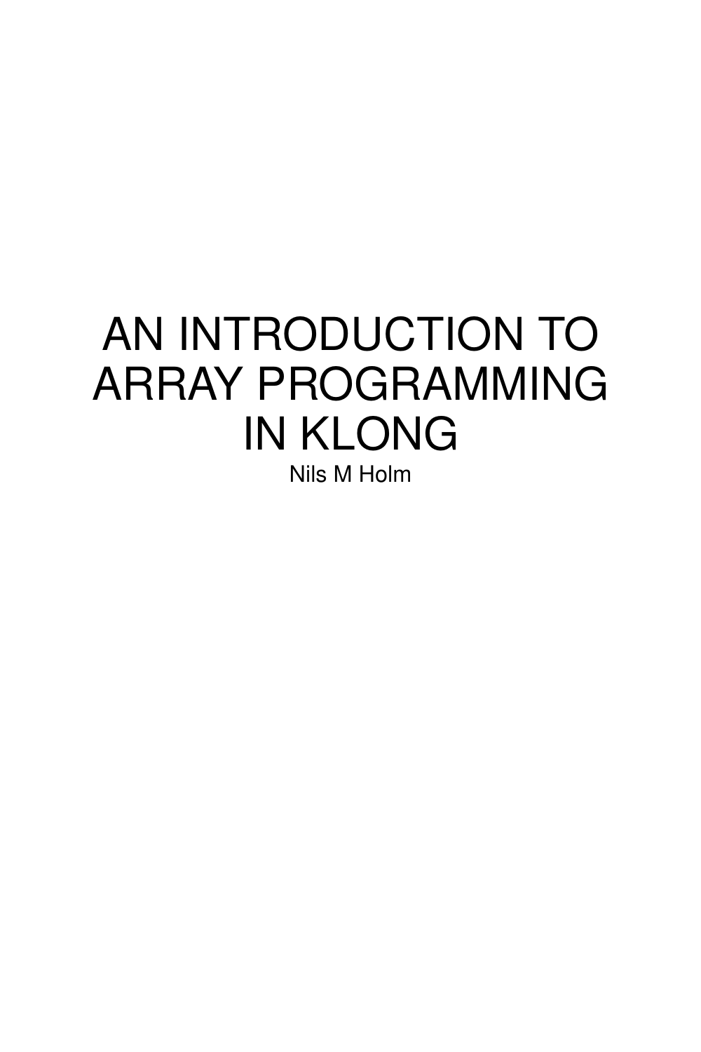# AN INTRODUCTION TO ARRAY PROGRAMMING IN KLONG

Nils M Holm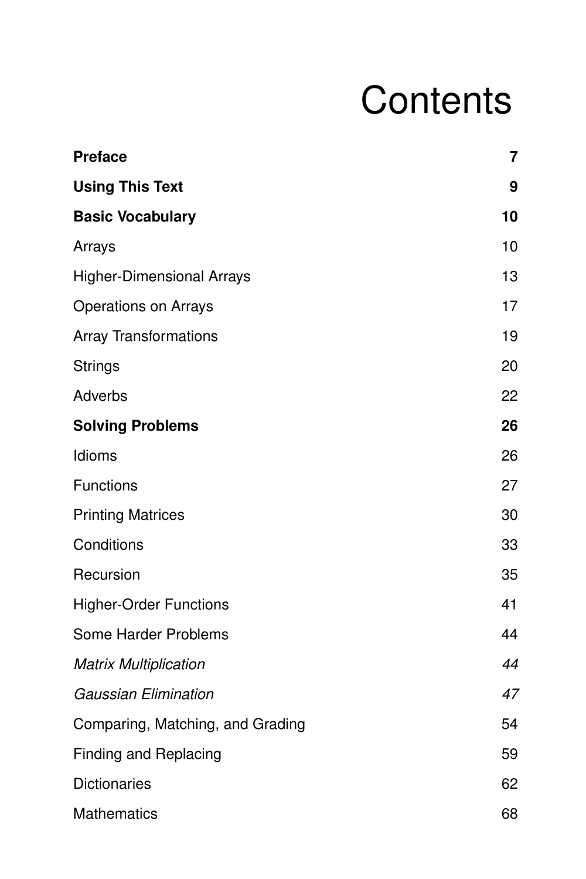# Contents

| | |
|---|---|
| **Preface** | **7** |
| **Using This Text** | **9** |
| **Basic Vocabulary** | **10** |
| Arrays | 10 |
| Higher-Dimensional Arrays | 13 |
| Operations on Arrays | 17 |
| Array Transformations | 19 |
| Strings | 20 |
| Adverbs | 22 |
| **Solving Problems** | **26** |
| Idioms | 26 |
| Functions | 27 |
| Printing Matrices | 30 |
| Conditions | 33 |
| Recursion | 35 |
| Higher-Order Functions | 41 |
| Some Harder Problems | 44 |
| *Matrix Multiplication* | *44* |
| *Gaussian Elimination* | *47* |
| Comparing, Matching, and Grading | 54 |
| Finding and Replacing | 59 |
| Dictionaries | 62 |
| Mathematics | 68 |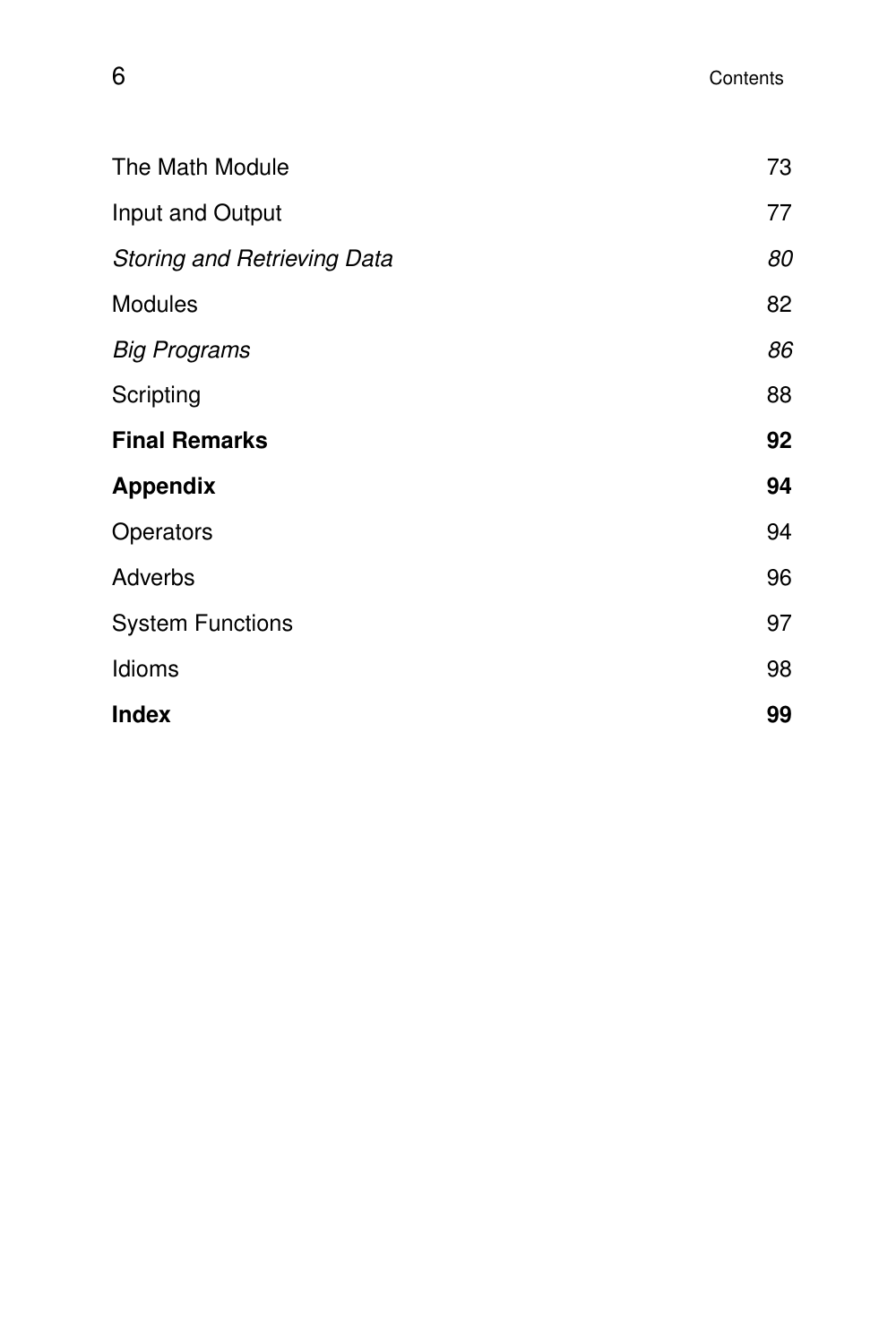| | |
|---|---|
| The Math Module | 73 |
| Input and Output | 77 |
| *Storing and Retrieving Data* | *80* |
| Modules | 82 |
| *Big Programs* | *86* |
| Scripting | 88 |
| **Final Remarks** | **92** |
| **Appendix** | **94** |
| Operators | 94 |
| Adverbs | 96 |
| System Functions | 97 |
| Idioms | 98 |
| **Index** | **99** |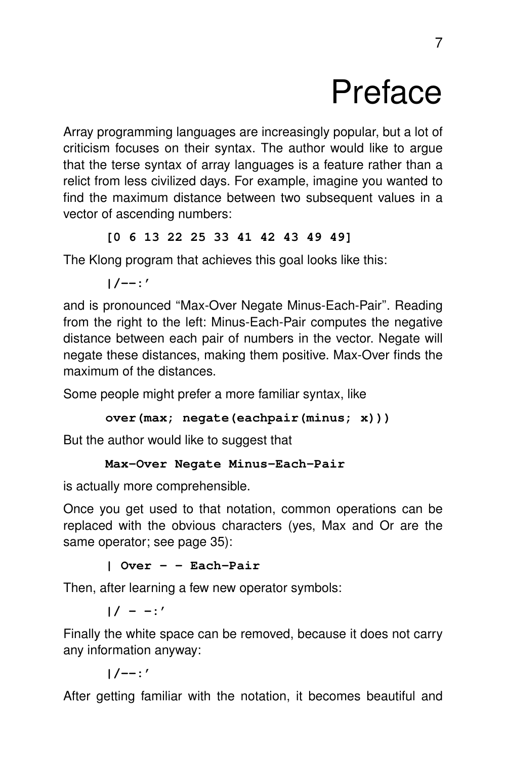# Preface

Array programming languages are increasingly popular, but a lot of criticism focuses on their syntax. The author would like to argue that the terse syntax of array languages is a feature rather than a relict from less civilized days. For example, imagine you wanted to find the maximum distance between two subsequent values in a vector of ascending numbers:

```
[0 6 13 22 25 33 41 42 43 49 49]
```

The Klong program that achieves this goal looks like this:

```
|/--:'
```

and is pronounced "Max-Over Negate Minus-Each-Pair". Reading from the right to the left: Minus-Each-Pair computes the negative distance between each pair of numbers in the vector. Negate will negate these distances, making them positive. Max-Over finds the maximum of the distances.

Some people might prefer a more familiar syntax, like

```
over(max; negate(eachpair(minus; x)))
```

But the author would like to suggest that

```
Max-Over Negate Minus-Each-Pair
```

is actually more comprehensible.

Once you get used to that notation, common operations can be replaced with the obvious characters (yes, Max and Or are the same operator; see page 35):

```
| Over - - Each-Pair
```

Then, after learning a few new operator symbols:

```
|/ - -:'
```

Finally the white space can be removed, because it does not carry any information anyway:

```
|/--:'
```

After getting familiar with the notation, it becomes beautiful and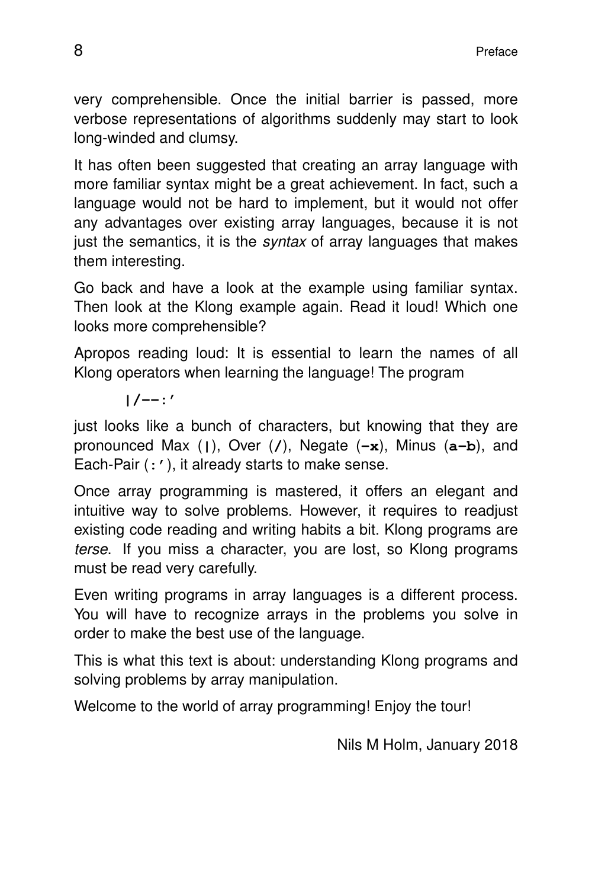very comprehensible. Once the initial barrier is passed, more verbose representations of algorithms suddenly may start to look long-winded and clumsy.

It has often been suggested that creating an array language with more familiar syntax might be a great achievement. In fact, such a language would not be hard to implement, but it would not offer any advantages over existing array languages, because it is not just the semantics, it is the *syntax* of array languages that makes them interesting.

Go back and have a look at the example using familiar syntax. Then look at the Klong example again. Read it loud! Which one looks more comprehensible?

Apropos reading loud: It is essential to learn the names of all Klong operators when learning the language! The program

```
|/--:'
```

just looks like a bunch of characters, but knowing that they are pronounced Max (**|**), Over (**/**), Negate (**-x**), Minus (**a-b**), and Each-Pair (**:'**), it already starts to make sense.

Once array programming is mastered, it offers an elegant and intuitive way to solve problems. However, it requires to readjust existing code reading and writing habits a bit. Klong programs are *terse*. If you miss a character, you are lost, so Klong programs must be read very carefully.

Even writing programs in array languages is a different process. You will have to recognize arrays in the problems you solve in order to make the best use of the language.

This is what this text is about: understanding Klong programs and solving problems by array manipulation.

Welcome to the world of array programming! Enjoy the tour!

Nils M Holm, January 2018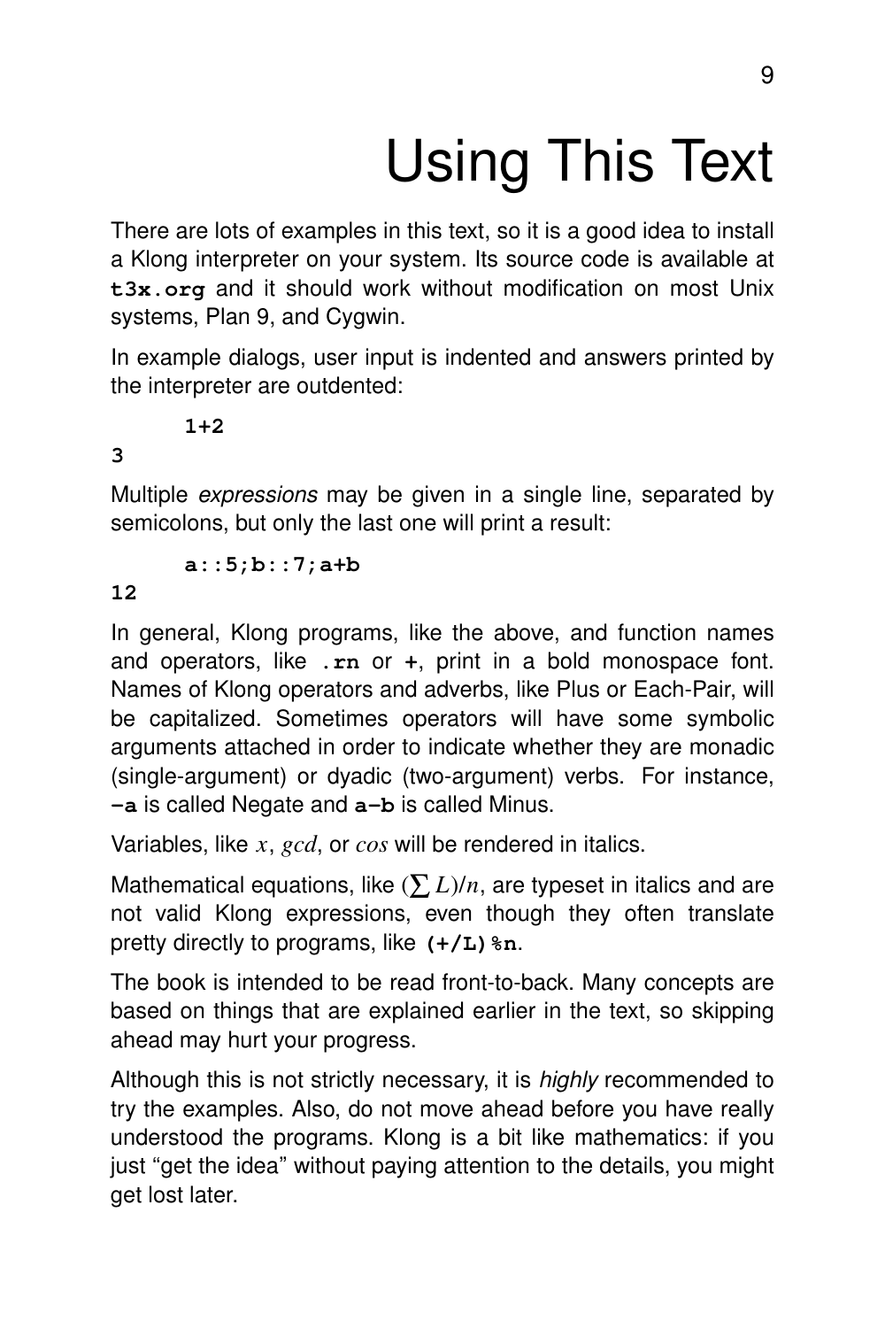# Using This Text

There are lots of examples in this text, so it is a good idea to install a Klong interpreter on your system. Its source code is available at **t3x.org** and it should work without modification on most Unix systems, Plan 9, and Cygwin.

In example dialogs, user input is indented and answers printed by the interpreter are outdented:

```
        1+2
3
```

Multiple *expressions* may be given in a single line, separated by semicolons, but only the last one will print a result:

```
        a::5;b::7;a+b
12
```

In general, Klong programs, like the above, and function names and operators, like **.rn** or **+**, print in a bold monospace font. Names of Klong operators and adverbs, like Plus or Each-Pair, will be capitalized. Sometimes operators will have some symbolic arguments attached in order to indicate whether they are monadic (single-argument) or dyadic (two-argument) verbs. For instance, **-a** is called Negate and **a-b** is called Minus.

Variables, like $x$, $gcd$, or $cos$ will be rendered in italics.

Mathematical equations, like $(\sum L)/n$, are typeset in italics and are not valid Klong expressions, even though they often translate pretty directly to programs, like **(+/L)%n**.

The book is intended to be read front-to-back. Many concepts are based on things that are explained earlier in the text, so skipping ahead may hurt your progress.

Although this is not strictly necessary, it is *highly* recommended to try the examples. Also, do not move ahead before you have really understood the programs. Klong is a bit like mathematics: if you just "get the idea" without paying attention to the details, you might get lost later.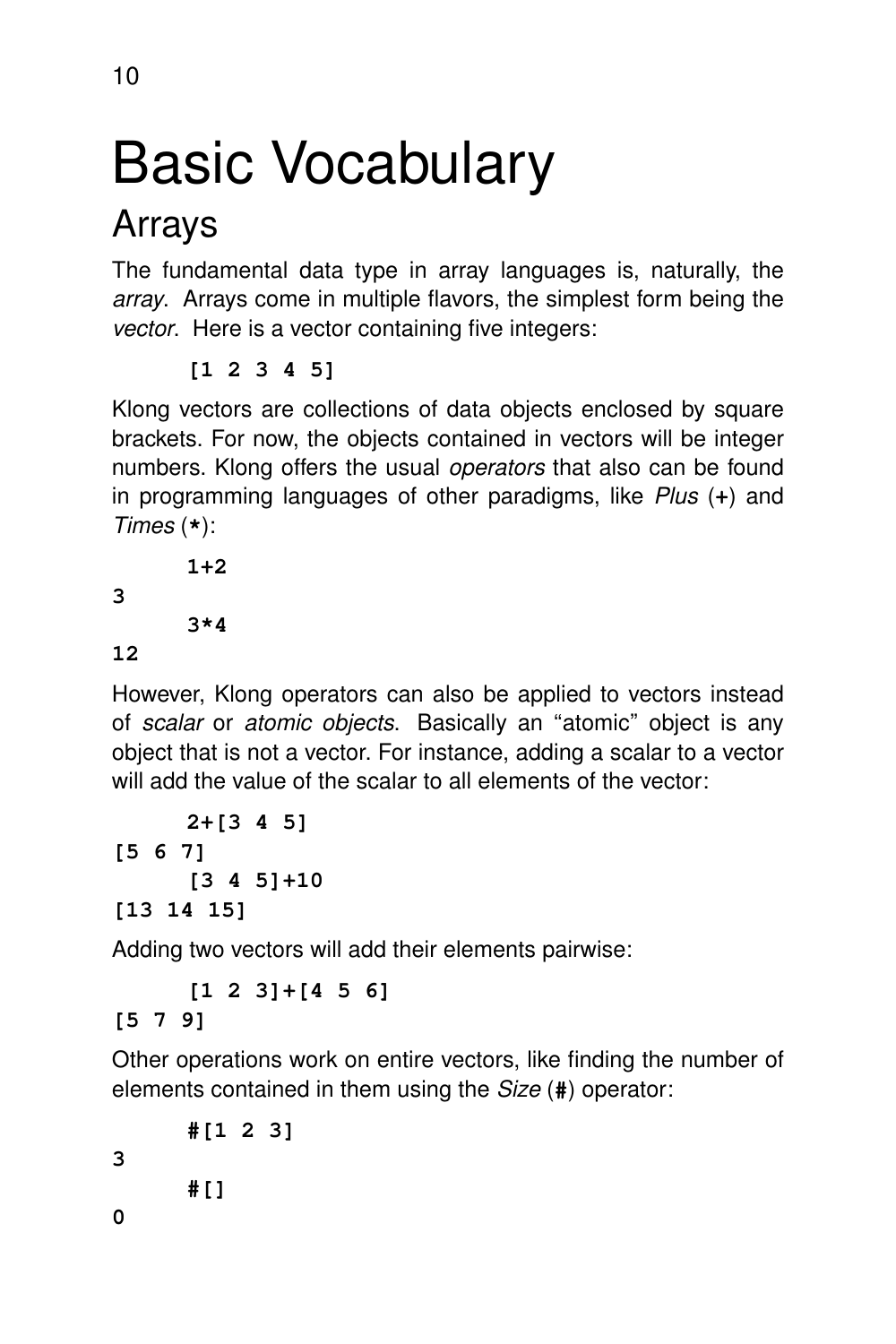# Basic Vocabulary

## Arrays

The fundamental data type in array languages is, naturally, the *array*. Arrays come in multiple flavors, the simplest form being the *vector*. Here is a vector containing five integers:

```
      [1 2 3 4 5]
```

Klong vectors are collections of data objects enclosed by square brackets. For now, the objects contained in vectors will be integer numbers. Klong offers the usual *operators* that also can be found in programming languages of other paradigms, like *Plus* (**+**) and *Times* (*****):

```
      1+2
3
      3*4
12
```

However, Klong operators can also be applied to vectors instead of *scalar* or *atomic objects*. Basically an "atomic" object is any object that is not a vector. For instance, adding a scalar to a vector will add the value of the scalar to all elements of the vector:

```
      2+[3 4 5]
[5 6 7]
      [3 4 5]+10
[13 14 15]
```

Adding two vectors will add their elements pairwise:

```
      [1 2 3]+[4 5 6]
[5 7 9]
```

Other operations work on entire vectors, like finding the number of elements contained in them using the *Size* (**#**) operator:

```
      #[1 2 3]
3
      #[]
0
```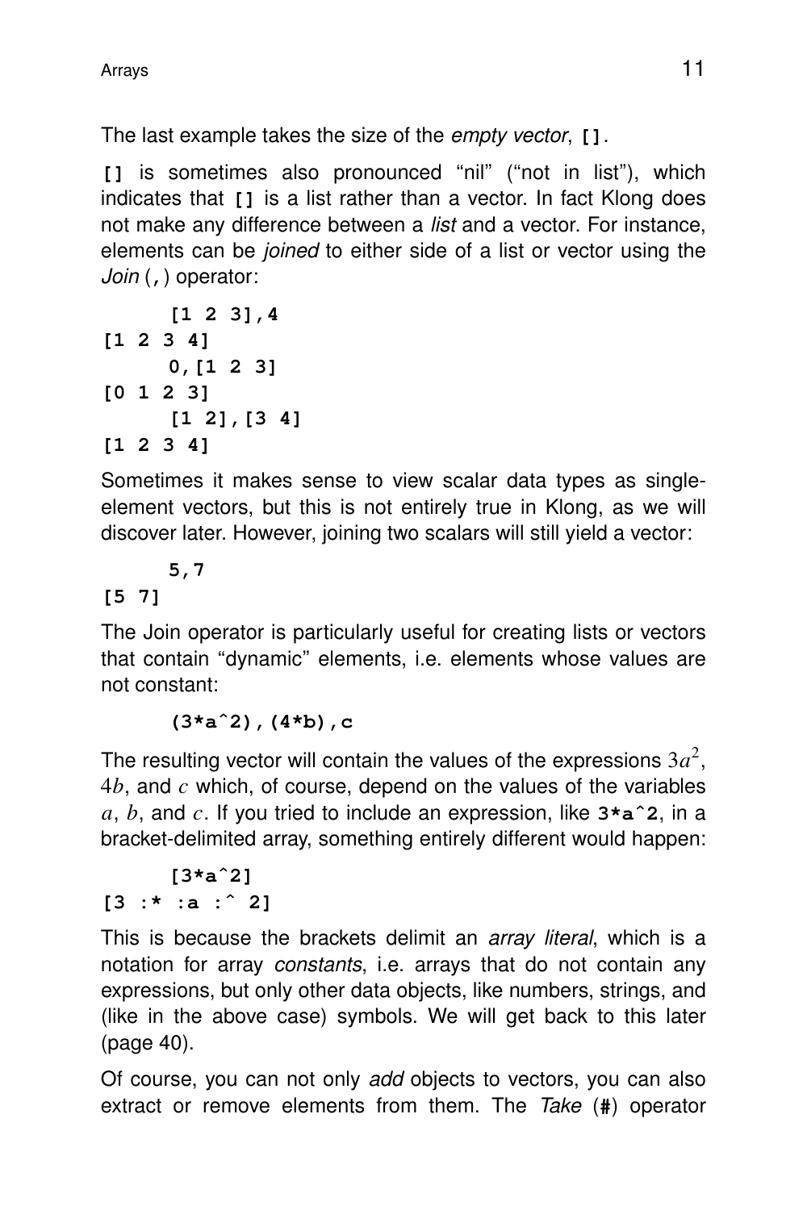The last example takes the size of the *empty vector*, `[]`.

`[]` is sometimes also pronounced "nil" ("not in list"), which indicates that `[]` is a list rather than a vector. In fact Klong does not make any difference between a *list* and a vector. For instance, elements can be *joined* to either side of a list or vector using the *Join* (`,`) operator:

```
      [1 2 3],4
[1 2 3 4]
      0,[1 2 3]
[0 1 2 3]
      [1 2],[3 4]
[1 2 3 4]
```

Sometimes it makes sense to view scalar data types as single-element vectors, but this is not entirely true in Klong, as we will discover later. However, joining two scalars will still yield a vector:

```
      5,7
[5 7]
```

The Join operator is particularly useful for creating lists or vectors that contain "dynamic" elements, i.e. elements whose values are not constant:

```
      (3*a^2),(4*b),c
```

The resulting vector will contain the values of the expressions $3a^2$, $4b$, and $c$ which, of course, depend on the values of the variables $a$, $b$, and $c$. If you tried to include an expression, like `3*a^2`, in a bracket-delimited array, something entirely different would happen:

```
      [3*a^2]
[3 :* :a :^ 2]
```

This is because the brackets delimit an *array literal*, which is a notation for array *constants*, i.e. arrays that do not contain any expressions, but only other data objects, like numbers, strings, and (like in the above case) symbols. We will get back to this later (page 40).

Of course, you can not only *add* objects to vectors, you can also extract or remove elements from them. The *Take* (`#`) operator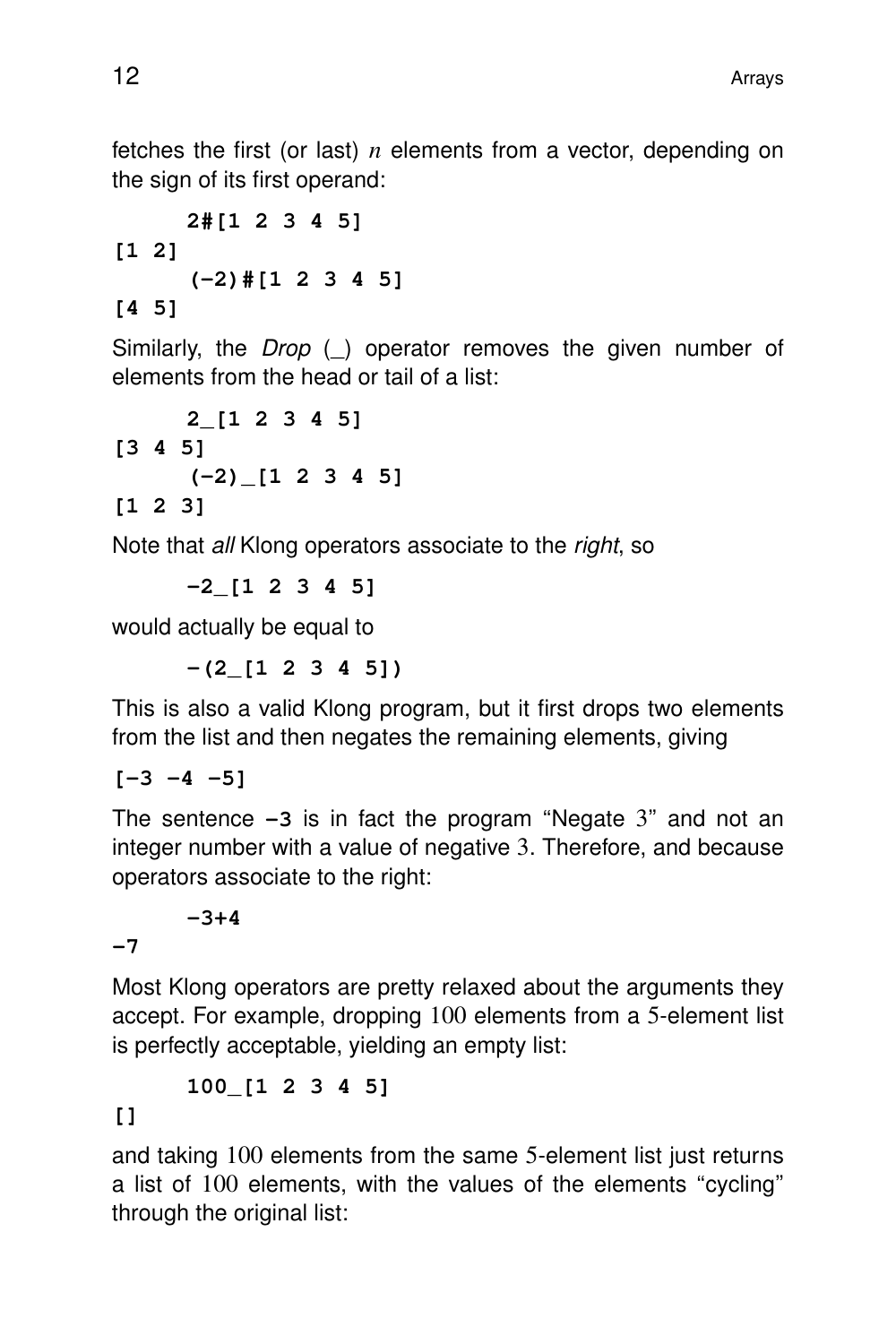fetches the first (or last) $n$ elements from a vector, depending on the sign of its first operand:

```
      2#[1 2 3 4 5]
[1 2]
      (-2)#[1 2 3 4 5]
[4 5]
```

Similarly, the *Drop* (_) operator removes the given number of elements from the head or tail of a list:

```
      2_[1 2 3 4 5]
[3 4 5]
      (-2)_[1 2 3 4 5]
[1 2 3]
```

Note that *all* Klong operators associate to the *right*, so

```
      -2_[1 2 3 4 5]
```

would actually be equal to

```
      -(2_[1 2 3 4 5])
```

This is also a valid Klong program, but it first drops two elements from the list and then negates the remaining elements, giving

```
[-3 -4 -5]
```

The sentence **-3** is in fact the program "Negate 3" and not an integer number with a value of negative 3. Therefore, and because operators associate to the right:

```
      -3+4
-7
```

Most Klong operators are pretty relaxed about the arguments they accept. For example, dropping 100 elements from a 5-element list is perfectly acceptable, yielding an empty list:

```
      100_[1 2 3 4 5]
[]
```

and taking 100 elements from the same 5-element list just returns a list of 100 elements, with the values of the elements "cycling" through the original list: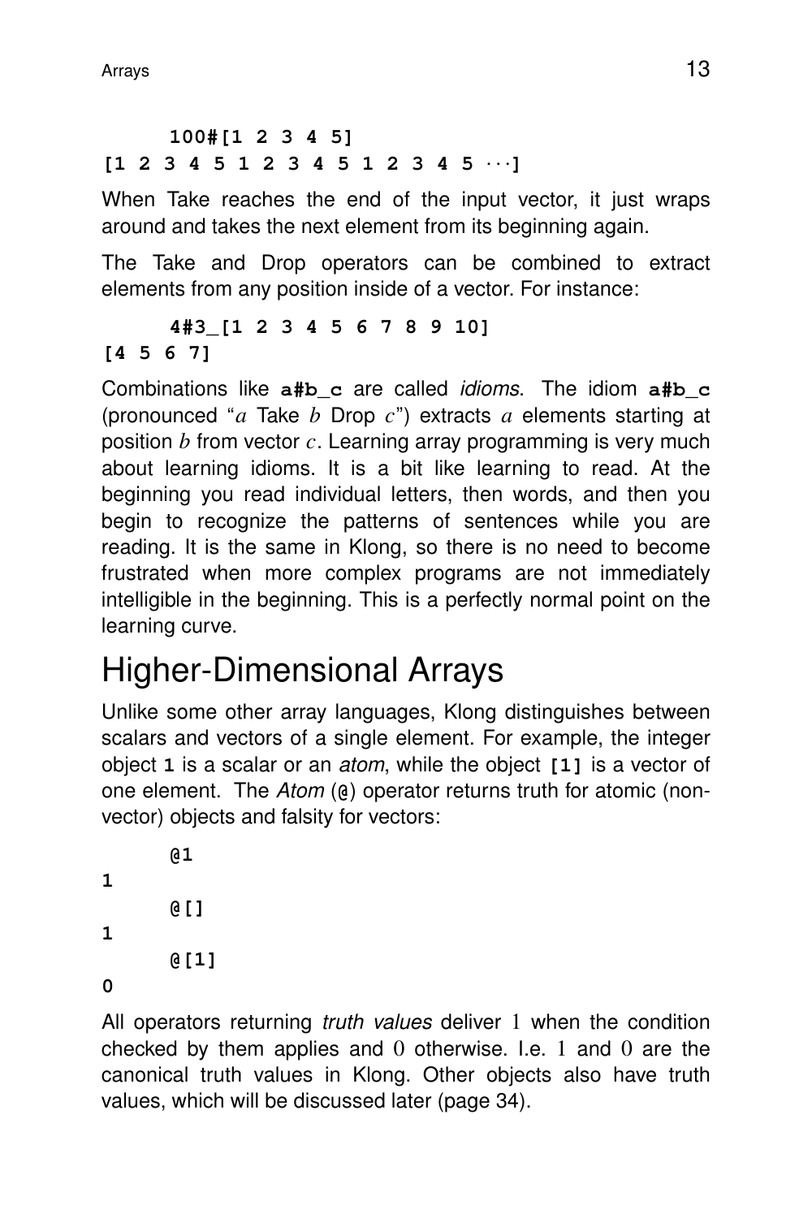```
      100#[1 2 3 4 5]
[1 2 3 4 5 1 2 3 4 5 1 2 3 4 5 ···]
```

When Take reaches the end of the input vector, it just wraps around and takes the next element from its beginning again.

The Take and Drop operators can be combined to extract elements from any position inside of a vector. For instance:

```
      4#3_[1 2 3 4 5 6 7 8 9 10]
[4 5 6 7]
```

Combinations like **a#b_c** are called *idioms*. The idiom **a#b_c** (pronounced "$a$ Take $b$ Drop $c$") extracts $a$ elements starting at position $b$ from vector $c$. Learning array programming is very much about learning idioms. It is a bit like learning to read. At the beginning you read individual letters, then words, and then you begin to recognize the patterns of sentences while you are reading. It is the same in Klong, so there is no need to become frustrated when more complex programs are not immediately intelligible in the beginning. This is a perfectly normal point on the learning curve.

# Higher-Dimensional Arrays

Unlike some other array languages, Klong distinguishes between scalars and vectors of a single element. For example, the integer object **1** is a scalar or an *atom*, while the object **[1]** is a vector of one element. The *Atom* (**@**) operator returns truth for atomic (non-vector) objects and falsity for vectors:

```
      @1
1
      @[]
1
      @[1]
0
```

All operators returning *truth values* deliver 1 when the condition checked by them applies and 0 otherwise. I.e. 1 and 0 are the canonical truth values in Klong. Other objects also have truth values, which will be discussed later (page 34).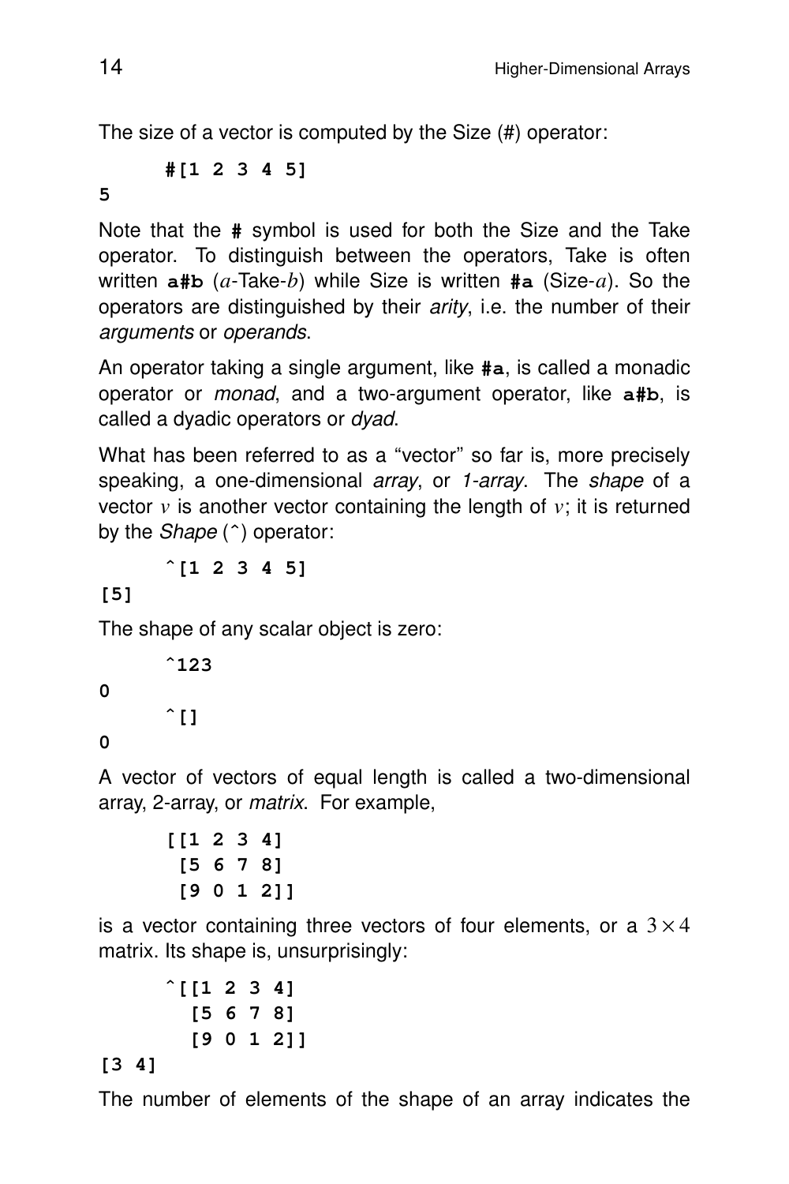The size of a vector is computed by the Size (#) operator:

```
      #[1 2 3 4 5]
5
```

Note that the **#** symbol is used for both the Size and the Take operator. To distinguish between the operators, Take is often written **a#b** ($a$-Take-$b$) while Size is written **#a** (Size-$a$). So the operators are distinguished by their *arity*, i.e. the number of their *arguments* or *operands*.

An operator taking a single argument, like **#a**, is called a monadic operator or *monad*, and a two-argument operator, like **a#b**, is called a dyadic operators or *dyad*.

What has been referred to as a "vector" so far is, more precisely speaking, a one-dimensional *array*, or *1-array*. The *shape* of a vector $v$ is another vector containing the length of $v$; it is returned by the *Shape* (^) operator:

```
      ^[1 2 3 4 5]
[5]
```

The shape of any scalar object is zero:

```
      ^123
0
      ^[]
0
```

A vector of vectors of equal length is called a two-dimensional array, 2-array, or *matrix*. For example,

```
      [[1 2 3 4]
       [5 6 7 8]
       [9 0 1 2]]
```

is a vector containing three vectors of four elements, or a $3 \times 4$ matrix. Its shape is, unsurprisingly:

```
      ^[[1 2 3 4]
        [5 6 7 8]
        [9 0 1 2]]
[3 4]
```

The number of elements of the shape of an array indicates the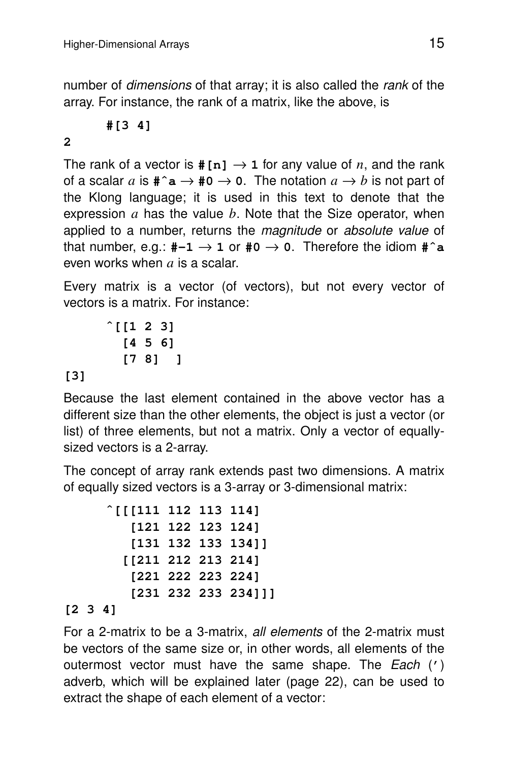number of *dimensions* of that array; it is also called the *rank* of the array. For instance, the rank of a matrix, like the above, is

```
        #[3 4]
2
```

The rank of a vector is `#[n]` → `1` for any value of $n$, and the rank of a scalar $a$ is `#^a` → `#0` → `0`. The notation $a \rightarrow b$ is not part of the Klong language; it is used in this text to denote that the expression $a$ has the value $b$. Note that the Size operator, when applied to a number, returns the *magnitude* or *absolute value* of that number, e.g.: `#-1` → `1` or `#0` → `0`. Therefore the idiom `#^a` even works when $a$ is a scalar.

Every matrix is a vector (of vectors), but not every vector of vectors is a matrix. For instance:

```
        ^[[1 2 3]
          [4 5 6]
          [7 8]  ]
[3]
```

Because the last element contained in the above vector has a different size than the other elements, the object is just a vector (or list) of three elements, but not a matrix. Only a vector of equally-sized vectors is a 2-array.

The concept of array rank extends past two dimensions. A matrix of equally sized vectors is a 3-array or 3-dimensional matrix:

```
        ^[[[111 112 113 114]
           [121 122 123 124]
           [131 132 133 134]]
          [[211 212 213 214]
           [221 222 223 224]
           [231 232 233 234]]]
[2 3 4]
```

For a 2-matrix to be a 3-matrix, *all elements* of the 2-matrix must be vectors of the same size or, in other words, all elements of the outermost vector must have the same shape. The *Each* (`'`) adverb, which will be explained later (page 22), can be used to extract the shape of each element of a vector: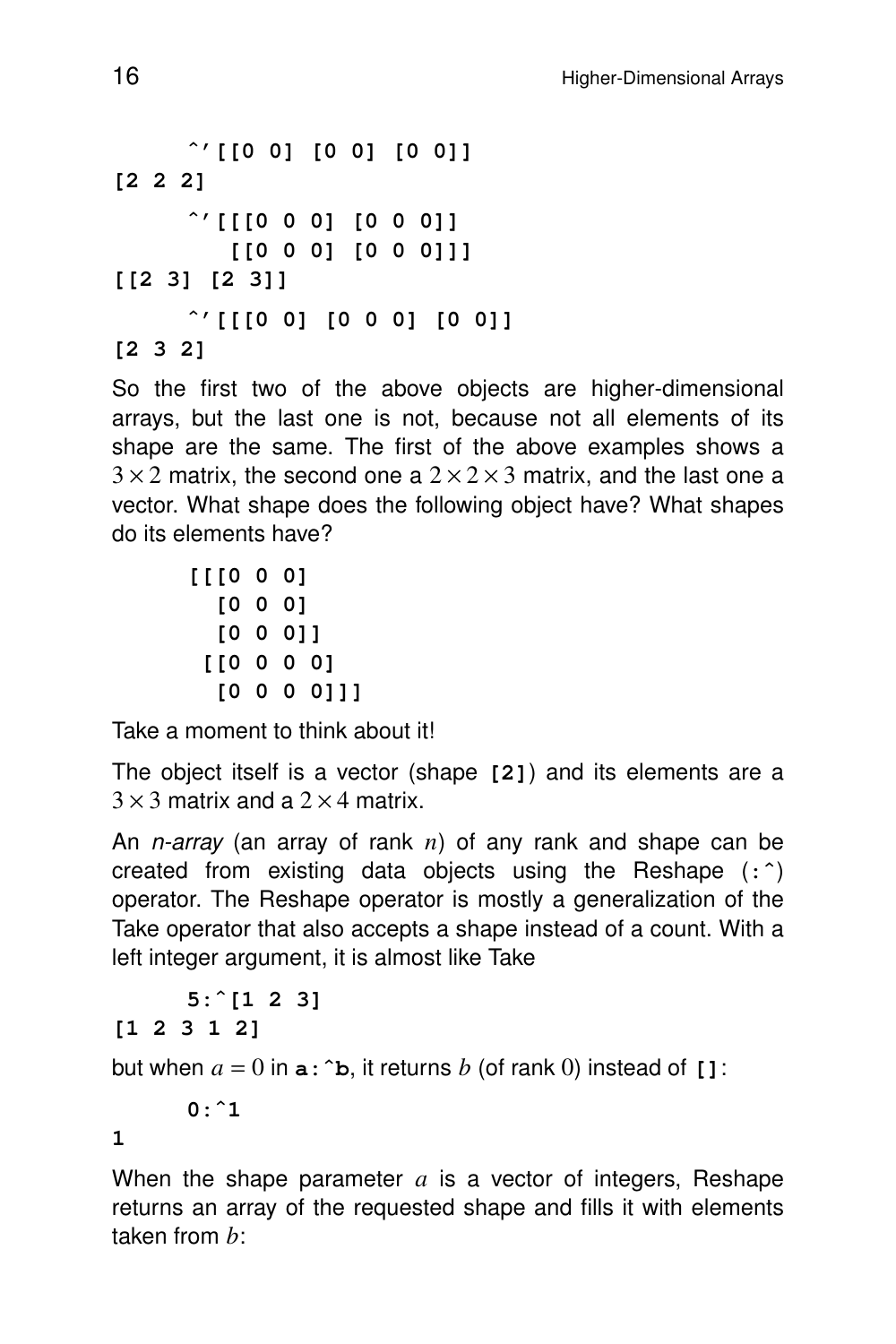```
      ^'[[0 0] [0 0] [0 0]]
[2 2 2]
      ^'[[[0 0 0] [0 0 0]]
         [[0 0 0] [0 0 0]]]
[[2 3] [2 3]]
      ^'[[[0 0] [0 0 0] [0 0]]
[2 3 2]
```

So the first two of the above objects are higher-dimensional arrays, but the last one is not, because not all elements of its shape are the same. The first of the above examples shows a $3 \times 2$ matrix, the second one a $2 \times 2 \times 3$ matrix, and the last one a vector. What shape does the following object have? What shapes do its elements have?

```
      [[[0 0 0]
        [0 0 0]
        [0 0 0]]
       [[0 0 0 0]
        [0 0 0 0]]]
```

Take a moment to think about it!

The object itself is a vector (shape `[2]`) and its elements are a $3 \times 3$ matrix and a $2 \times 4$ matrix.

An *n-array* (an array of rank $n$) of any rank and shape can be created from existing data objects using the Reshape (`:^`) operator. The Reshape operator is mostly a generalization of the Take operator that also accepts a shape instead of a count. With a left integer argument, it is almost like Take

```
      5:^[1 2 3]
[1 2 3 1 2]
```

but when $a = 0$ in `a:^b`, it returns $b$ (of rank 0) instead of `[]`:

```
      0:^1
1
```

When the shape parameter $a$ is a vector of integers, Reshape returns an array of the requested shape and fills it with elements taken from $b$: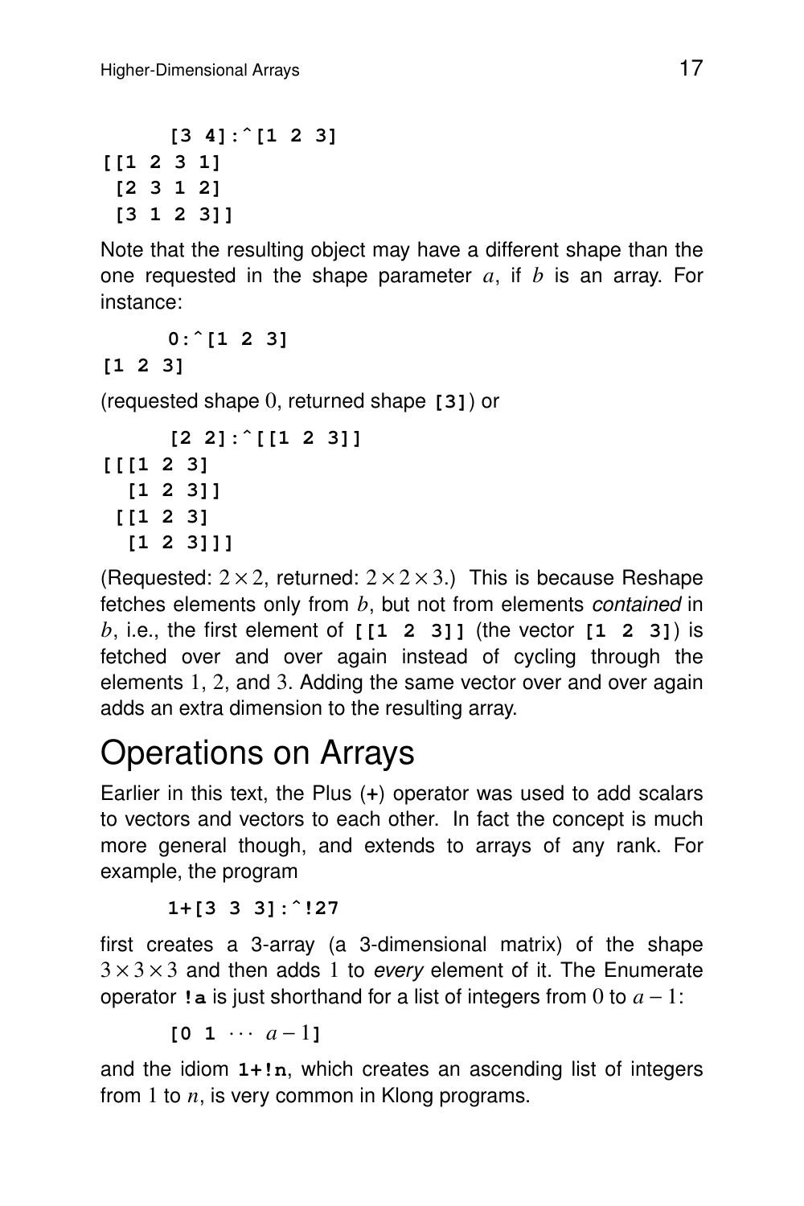```
      [3 4]:^[1 2 3]
[[1 2 3 1]
 [2 3 1 2]
 [3 1 2 3]]
```

Note that the resulting object may have a different shape than the one requested in the shape parameter $a$, if $b$ is an array. For instance:

```
      0:^[1 2 3]
[1 2 3]
```

(requested shape $0$, returned shape `[3]`) or

```
      [2 2]:^[[1 2 3]]
[[[1 2 3]
  [1 2 3]]
 [[1 2 3]
  [1 2 3]]]
```

(Requested: $2 \times 2$, returned: $2 \times 2 \times 3$.) This is because Reshape fetches elements only from $b$, but not from elements *contained* in $b$, i.e., the first element of `[[1 2 3]]` (the vector `[1 2 3]`) is fetched over and over again instead of cycling through the elements $1$, $2$, and $3$. Adding the same vector over and over again adds an extra dimension to the resulting array.

# Operations on Arrays

Earlier in this text, the Plus (`+`) operator was used to add scalars to vectors and vectors to each other. In fact the concept is much more general though, and extends to arrays of any rank. For example, the program

```
      1+[3 3 3]:^!27
```

first creates a 3-array (a 3-dimensional matrix) of the shape $3 \times 3 \times 3$ and then adds $1$ to *every* element of it. The Enumerate operator `!a` is just shorthand for a list of integers from $0$ to $a-1$:

`[0 1` $\cdots$ $a-1$`]`

and the idiom `1+!n`, which creates an ascending list of integers from $1$ to $n$, is very common in Klong programs.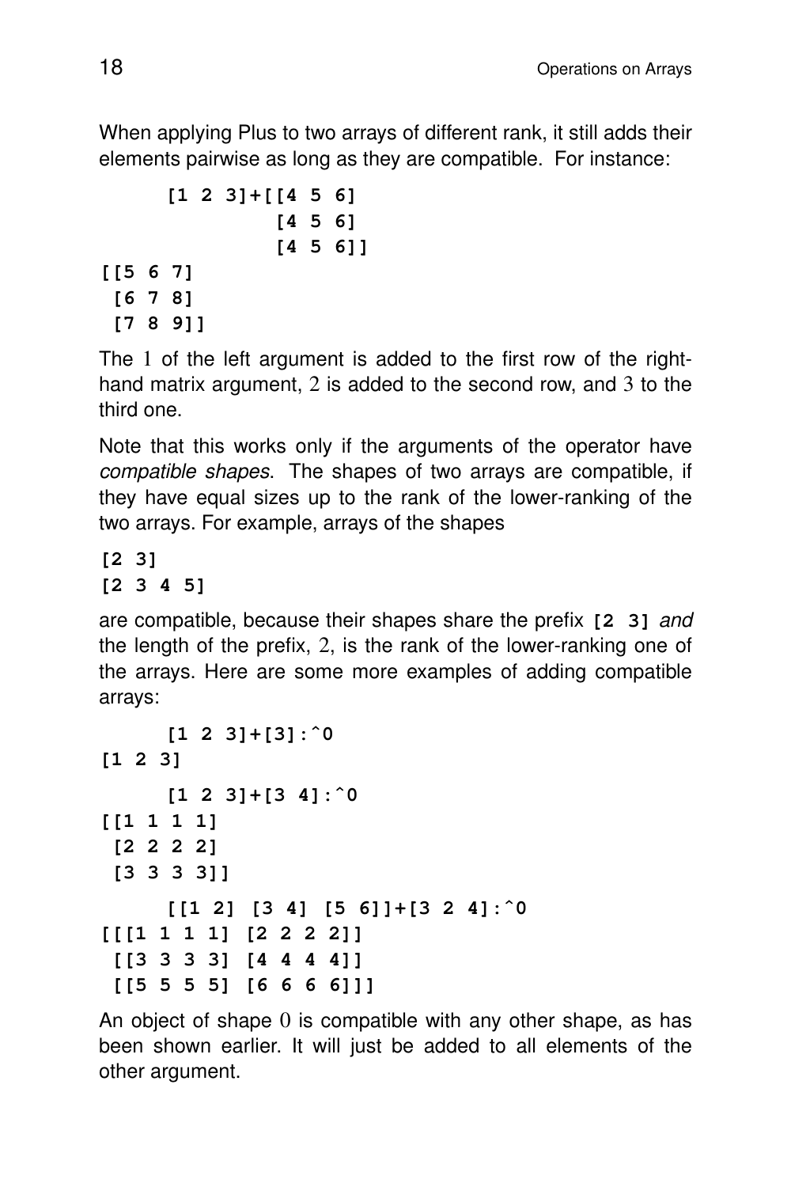When applying Plus to two arrays of different rank, it still adds their elements pairwise as long as they are compatible. For instance:

```
      [1 2 3]+[[4 5 6]
               [4 5 6]
               [4 5 6]]
[[5 6 7]
 [6 7 8]
 [7 8 9]]
```

The 1 of the left argument is added to the first row of the right-hand matrix argument, 2 is added to the second row, and 3 to the third one.

Note that this works only if the arguments of the operator have *compatible shapes*. The shapes of two arrays are compatible, if they have equal sizes up to the rank of the lower-ranking of the two arrays. For example, arrays of the shapes

```
[2 3]
[2 3 4 5]
```

are compatible, because their shapes share the prefix `[2 3]` *and* the length of the prefix, 2, is the rank of the lower-ranking one of the arrays. Here are some more examples of adding compatible arrays:

```
      [1 2 3]+[3]:^0
[1 2 3]
      [1 2 3]+[3 4]:^0
[[1 1 1 1]
 [2 2 2 2]
 [3 3 3 3]]
      [[1 2] [3 4] [5 6]]+[3 2 4]:^0
[[[1 1 1 1] [2 2 2 2]]
 [[3 3 3 3] [4 4 4 4]]
 [[5 5 5 5] [6 6 6 6]]]
```

An object of shape 0 is compatible with any other shape, as has been shown earlier. It will just be added to all elements of the other argument.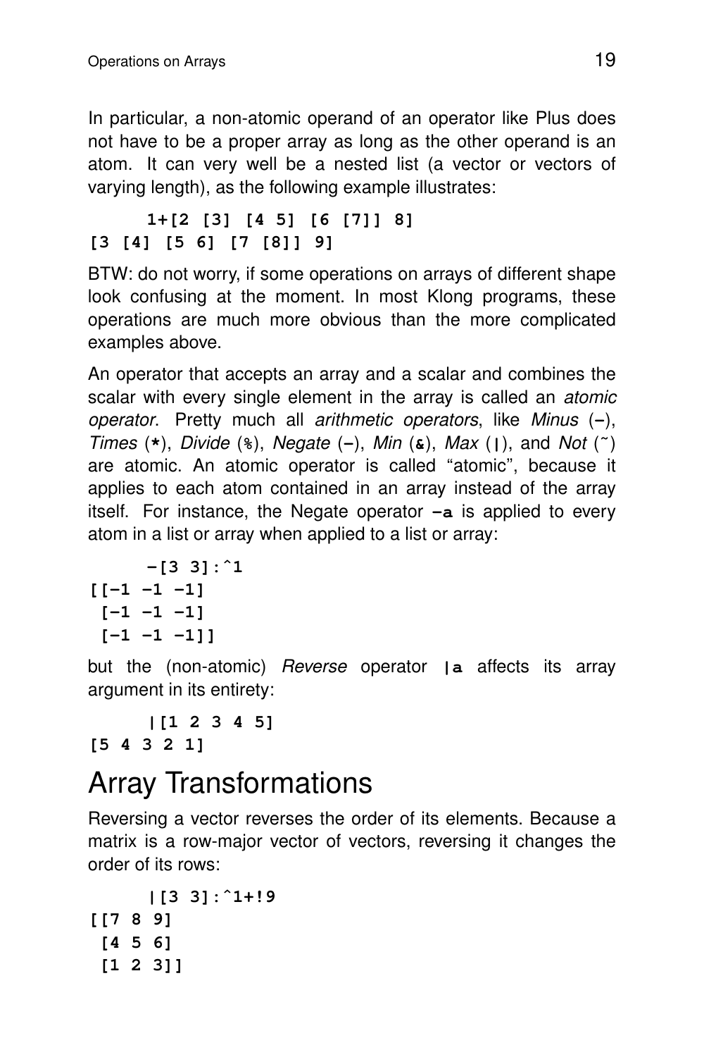In particular, a non-atomic operand of an operator like Plus does not have to be a proper array as long as the other operand is an atom. It can very well be a nested list (a vector or vectors of varying length), as the following example illustrates:

```
      1+[2 [3] [4 5] [6 [7]] 8]
[3 [4] [5 6] [7 [8]] 9]
```

BTW: do not worry, if some operations on arrays of different shape look confusing at the moment. In most Klong programs, these operations are much more obvious than the more complicated examples above.

An operator that accepts an array and a scalar and combines the scalar with every single element in the array is called an *atomic operator*. Pretty much all *arithmetic operators*, like *Minus* (**-**), *Times* (**\***), *Divide* (**%**), *Negate* (**-**), *Min* (**&**), *Max* (**|**), and *Not* (**~**) are atomic. An atomic operator is called "atomic", because it applies to each atom contained in an array instead of the array itself. For instance, the Negate operator **-a** is applied to every atom in a list or array when applied to a list or array:

```
      -[3 3]:^1
[[-1 -1 -1]
 [-1 -1 -1]
 [-1 -1 -1]]
```

but the (non-atomic) *Reverse* operator **|a** affects its array argument in its entirety:

```
      |[1 2 3 4 5]
[5 4 3 2 1]
```

# Array Transformations

Reversing a vector reverses the order of its elements. Because a matrix is a row-major vector of vectors, reversing it changes the order of its rows:

```
      |[3 3]:^1+!9
[[7 8 9]
 [4 5 6]
 [1 2 3]]
```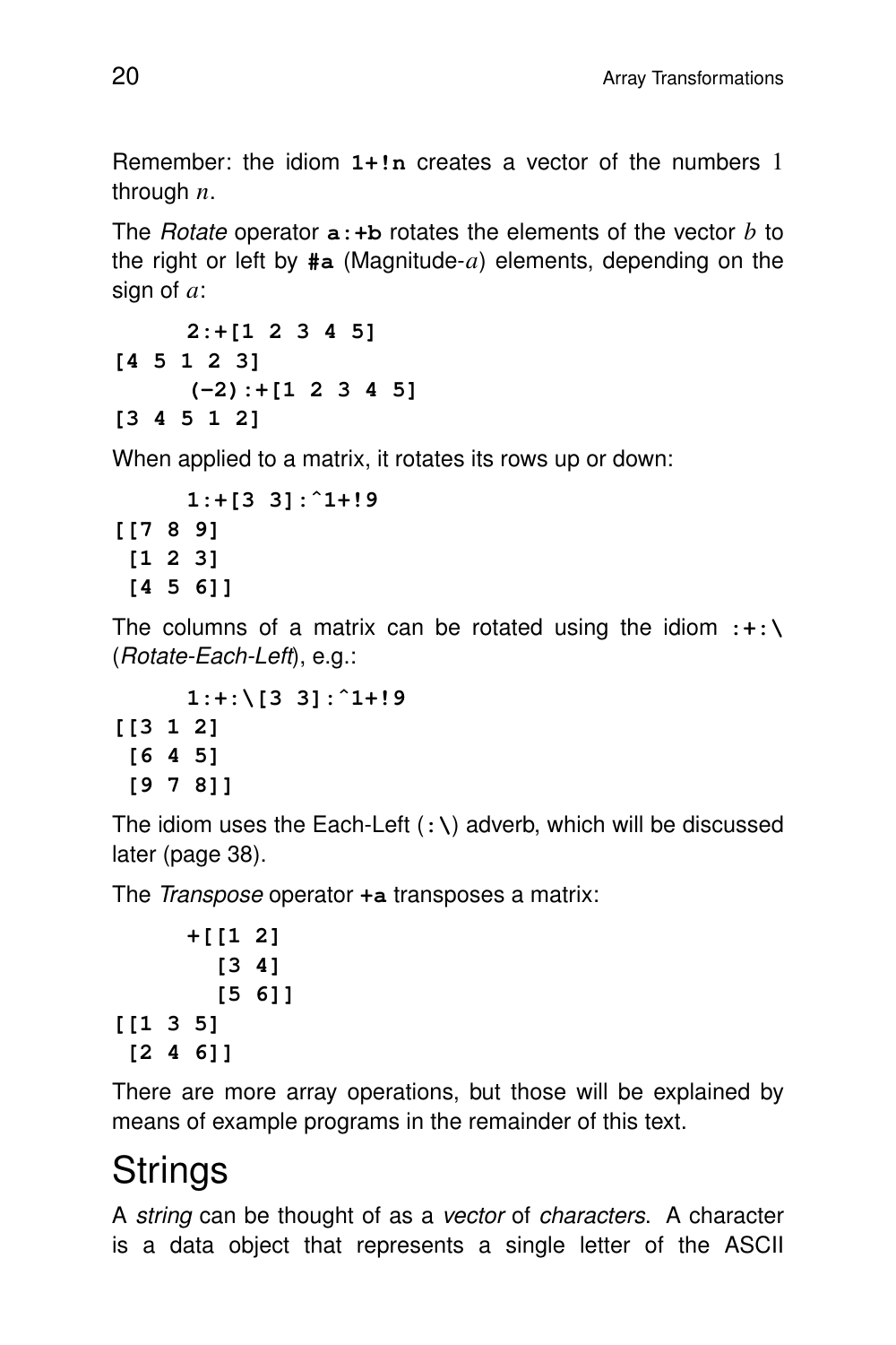Remember: the idiom **1+!n** creates a vector of the numbers 1 through $n$.

The *Rotate* operator **a:+b** rotates the elements of the vector $b$ to the right or left by **#a** (Magnitude-$a$) elements, depending on the sign of $a$:

```
      2:+[1 2 3 4 5]
[4 5 1 2 3]
      (-2):+[1 2 3 4 5]
[3 4 5 1 2]
```

When applied to a matrix, it rotates its rows up or down:

```
      1:+[3 3]:^1+!9
[[7 8 9]
 [1 2 3]
 [4 5 6]]
```

The columns of a matrix can be rotated using the idiom **:+:\** (*Rotate-Each-Left*), e.g.:

```
      1:+:\[3 3]:^1+!9
[[3 1 2]
 [6 4 5]
 [9 7 8]]
```

The idiom uses the Each-Left (**:\**) adverb, which will be discussed later (page 38).

The *Transpose* operator **+a** transposes a matrix:

```
      +[[1 2]
        [3 4]
        [5 6]]
[[1 3 5]
 [2 4 6]]
```

There are more array operations, but those will be explained by means of example programs in the remainder of this text.

# Strings

A *string* can be thought of as a *vector* of *characters*. A character is a data object that represents a single letter of the ASCII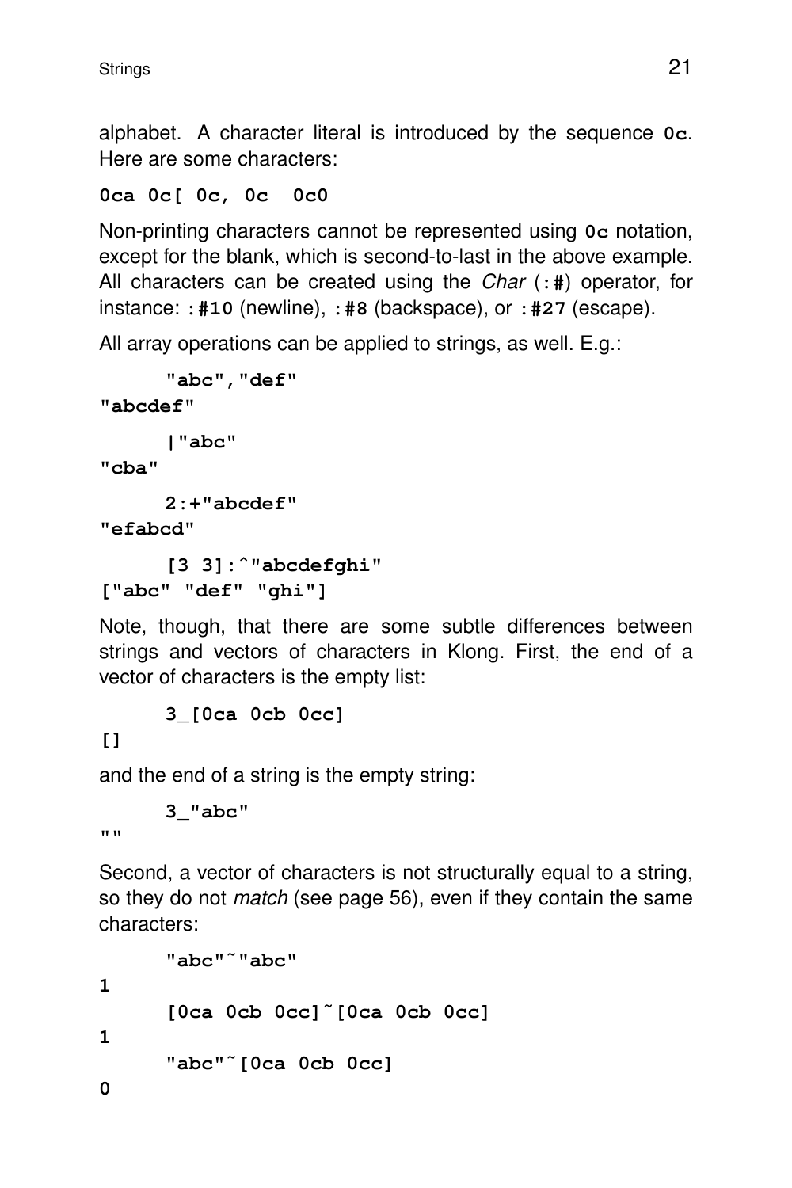alphabet. A character literal is introduced by the sequence **0c**. Here are some characters:

```
0ca 0c[ 0c, 0c  0c0
```

Non-printing characters cannot be represented using **0c** notation, except for the blank, which is second-to-last in the above example. All characters can be created using the *Char* (**:#**) operator, for instance: **:#10** (newline), **:#8** (backspace), or **:#27** (escape).

All array operations can be applied to strings, as well. E.g.:

```
      "abc","def"
"abcdef"
      |"abc"
"cba"
      2:+"abcdef"
"efabcd"
      [3 3]:^"abcdefghi"
["abc" "def" "ghi"]
```

Note, though, that there are some subtle differences between strings and vectors of characters in Klong. First, the end of a vector of characters is the empty list:

```
      3_[0ca 0cb 0cc]
[]
```

and the end of a string is the empty string:

```
      3_"abc"
""
```

Second, a vector of characters is not structurally equal to a string, so they do not *match* (see page 56), even if they contain the same characters:

```
      "abc"~"abc"
1
      [0ca 0cb 0cc]~[0ca 0cb 0cc]
1
      "abc"~[0ca 0cb 0cc]
0
```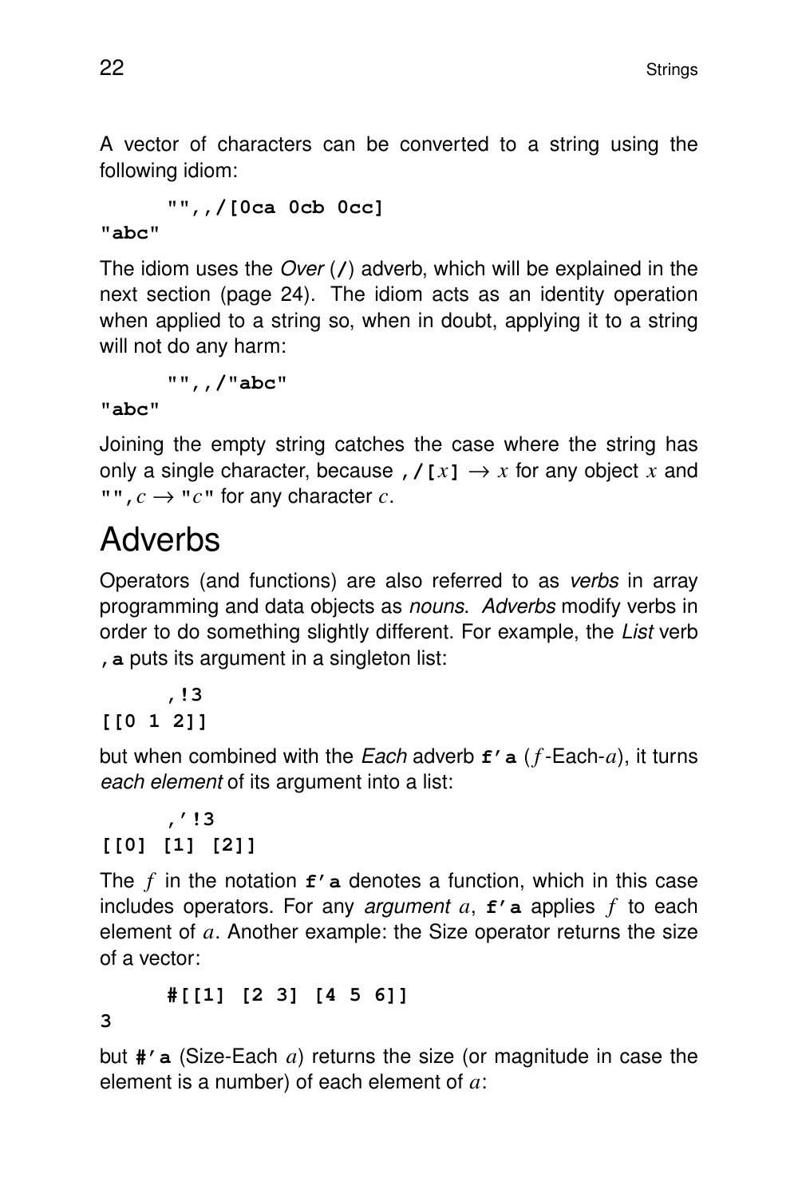A vector of characters can be converted to a string using the following idiom:

```
      "",,/[0ca 0cb 0cc]
"abc"
```

The idiom uses the *Over* (**/**) adverb, which will be explained in the next section (page 24). The idiom acts as an identity operation when applied to a string so, when in doubt, applying it to a string will not do any harm:

```
      "",,/"abc"
"abc"
```

Joining the empty string catches the case where the string has only a single character, because **,/[**$x$**]** $\rightarrow x$ for any object $x$ and **"",**$c \rightarrow$ **"**$c$**"** for any character $c$.

# Adverbs

Operators (and functions) are also referred to as *verbs* in array programming and data objects as *nouns*. *Adverbs* modify verbs in order to do something slightly different. For example, the *List* verb **,a** puts its argument in a singleton list:

```
      ,!3
[[0 1 2]]
```

but when combined with the *Each* adverb **f'a** ($f$-Each-$a$), it turns *each element* of its argument into a list:

```
      ,'!3
[[0] [1] [2]]
```

The $f$ in the notation **f'a** denotes a function, which in this case includes operators. For any *argument* $a$, **f'a** applies $f$ to each element of $a$. Another example: the Size operator returns the size of a vector:

```
      #[[1] [2 3] [4 5 6]]
3
```

but **#'a** (Size-Each $a$) returns the size (or magnitude in case the element is a number) of each element of $a$: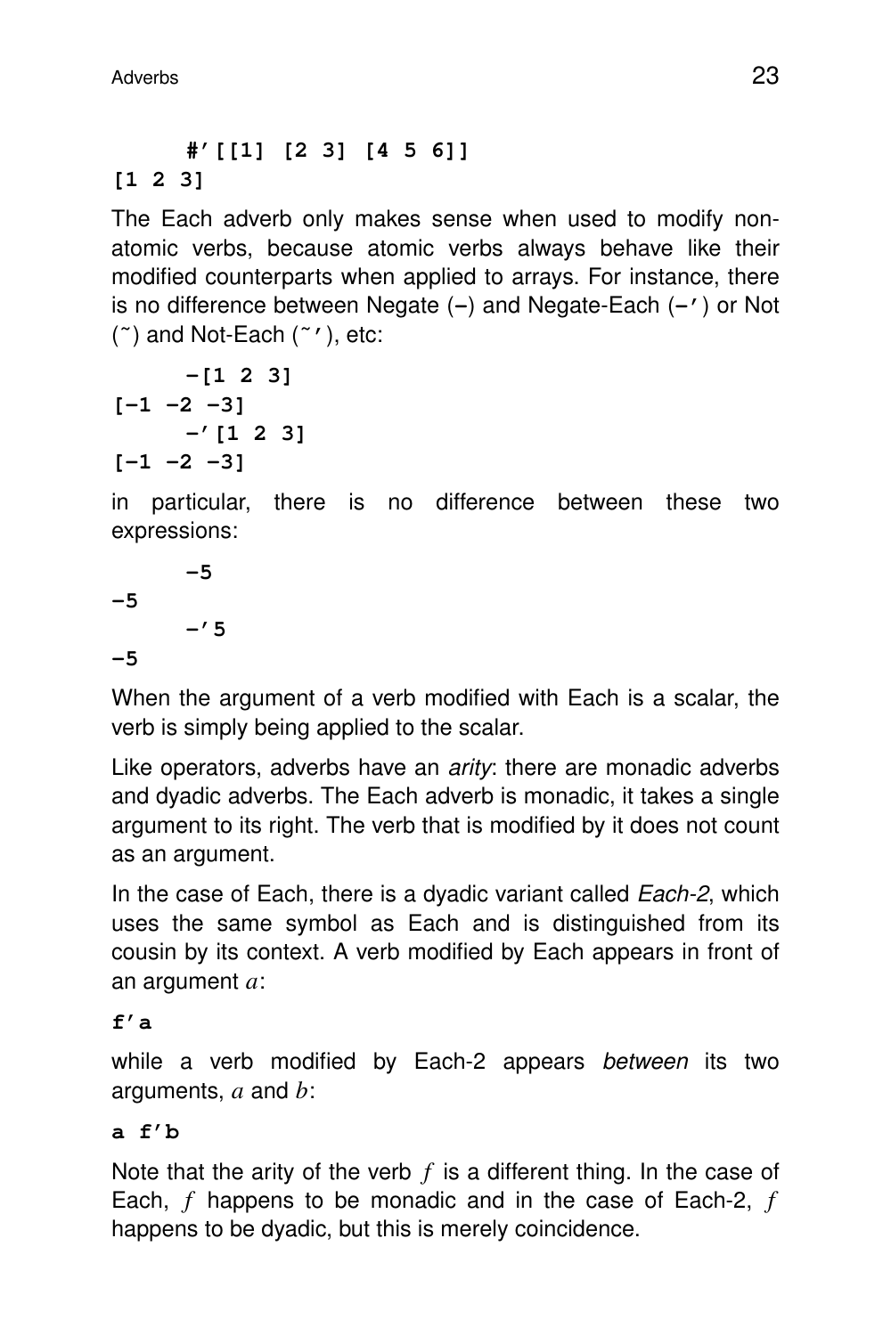```
      #'[[1] [2 3] [4 5 6]]
[1 2 3]
```

The Each adverb only makes sense when used to modify non-atomic verbs, because atomic verbs always behave like their modified counterparts when applied to arrays. For instance, there is no difference between Negate (-) and Negate-Each (-') or Not (~) and Not-Each (~'), etc:

```
      -[1 2 3]
[-1 -2 -3]
      -'[1 2 3]
[-1 -2 -3]
```

in particular, there is no difference between these two expressions:

```
      -5
-5
      -'5
-5
```

When the argument of a verb modified with Each is a scalar, the verb is simply being applied to the scalar.

Like operators, adverbs have an *arity*: there are monadic adverbs and dyadic adverbs. The Each adverb is monadic, it takes a single argument to its right. The verb that is modified by it does not count as an argument.

In the case of Each, there is a dyadic variant called *Each-2*, which uses the same symbol as Each and is distinguished from its cousin by its context. A verb modified by Each appears in front of an argument $a$:

```
f'a
```

while a verb modified by Each-2 appears *between* its two arguments, $a$ and $b$:

```
a f'b
```

Note that the arity of the verb $f$ is a different thing. In the case of Each, $f$ happens to be monadic and in the case of Each-2, $f$ happens to be dyadic, but this is merely coincidence.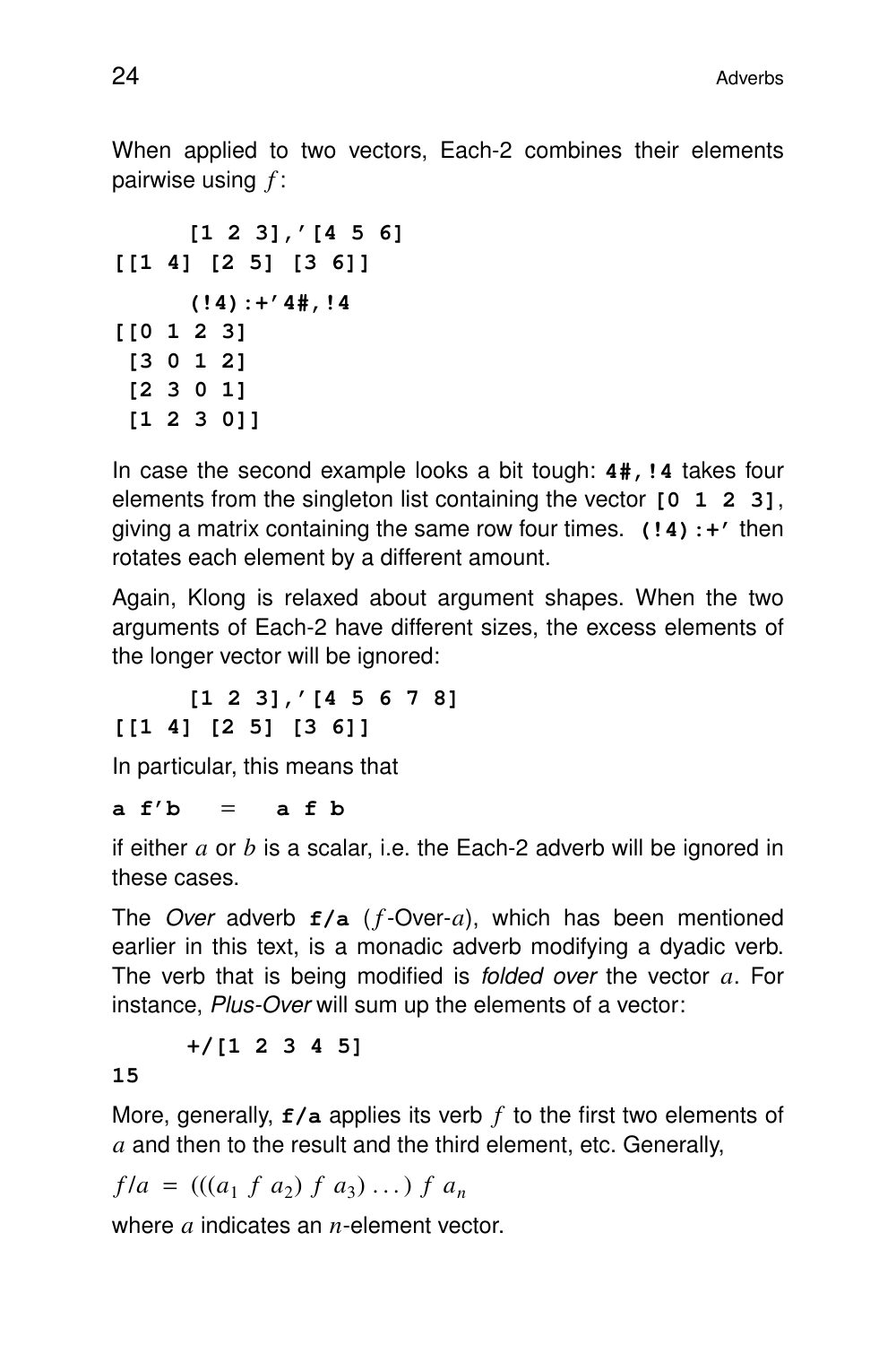When applied to two vectors, Each-2 combines their elements pairwise using $f$:

```
      [1 2 3],'[4 5 6]
[[1 4] [2 5] [3 6]]
      (!4):+'4#,!4
[[0 1 2 3]
 [3 0 1 2]
 [2 3 0 1]
 [1 2 3 0]]
```

In case the second example looks a bit tough: **4#,!4** takes four elements from the singleton list containing the vector **[0 1 2 3]**, giving a matrix containing the same row four times. **(!4):+'** then rotates each element by a different amount.

Again, Klong is relaxed about argument shapes. When the two arguments of Each-2 have different sizes, the excess elements of the longer vector will be ignored:

```
      [1 2 3],'[4 5 6 7 8]
[[1 4] [2 5] [3 6]]
```

In particular, this means that

**a f'b** $=$ **a f b**

if either $a$ or $b$ is a scalar, i.e. the Each-2 adverb will be ignored in these cases.

The *Over* adverb **f/a** ($f$-Over-$a$), which has been mentioned earlier in this text, is a monadic adverb modifying a dyadic verb. The verb that is being modified is *folded over* the vector $a$. For instance, *Plus-Over* will sum up the elements of a vector:

```
      +/[1 2 3 4 5]
15
```

More, generally, **f/a** applies its verb $f$ to the first two elements of $a$ and then to the result and the third element, etc. Generally,

$f/a \ = \ (((a_1 \ f \ a_2) \ f \ a_3) \ \ldots) \ f \ a_n$

where $a$ indicates an $n$-element vector.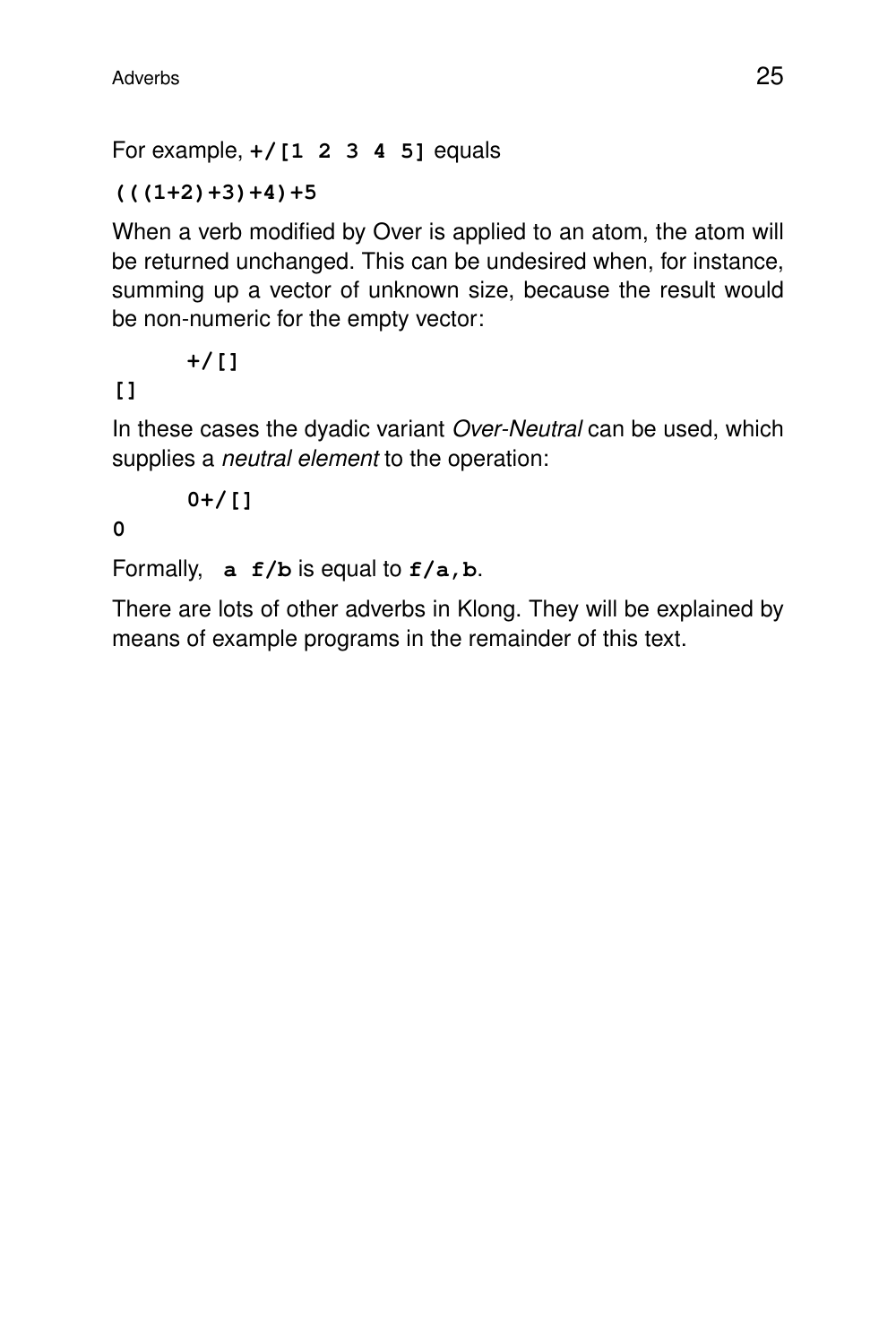For example, `+/[1 2 3 4 5]` equals

```
(((1+2)+3)+4)+5
```

When a verb modified by Over is applied to an atom, the atom will be returned unchanged. This can be undesired when, for instance, summing up a vector of unknown size, because the result would be non-numeric for the empty vector:

```
        +/[]
[]
```

In these cases the dyadic variant *Over-Neutral* can be used, which supplies a *neutral element* to the operation:

```
        0+/[]
0
```

Formally, `a f/b` is equal to `f/a,b`.

There are lots of other adverbs in Klong. They will be explained by means of example programs in the remainder of this text.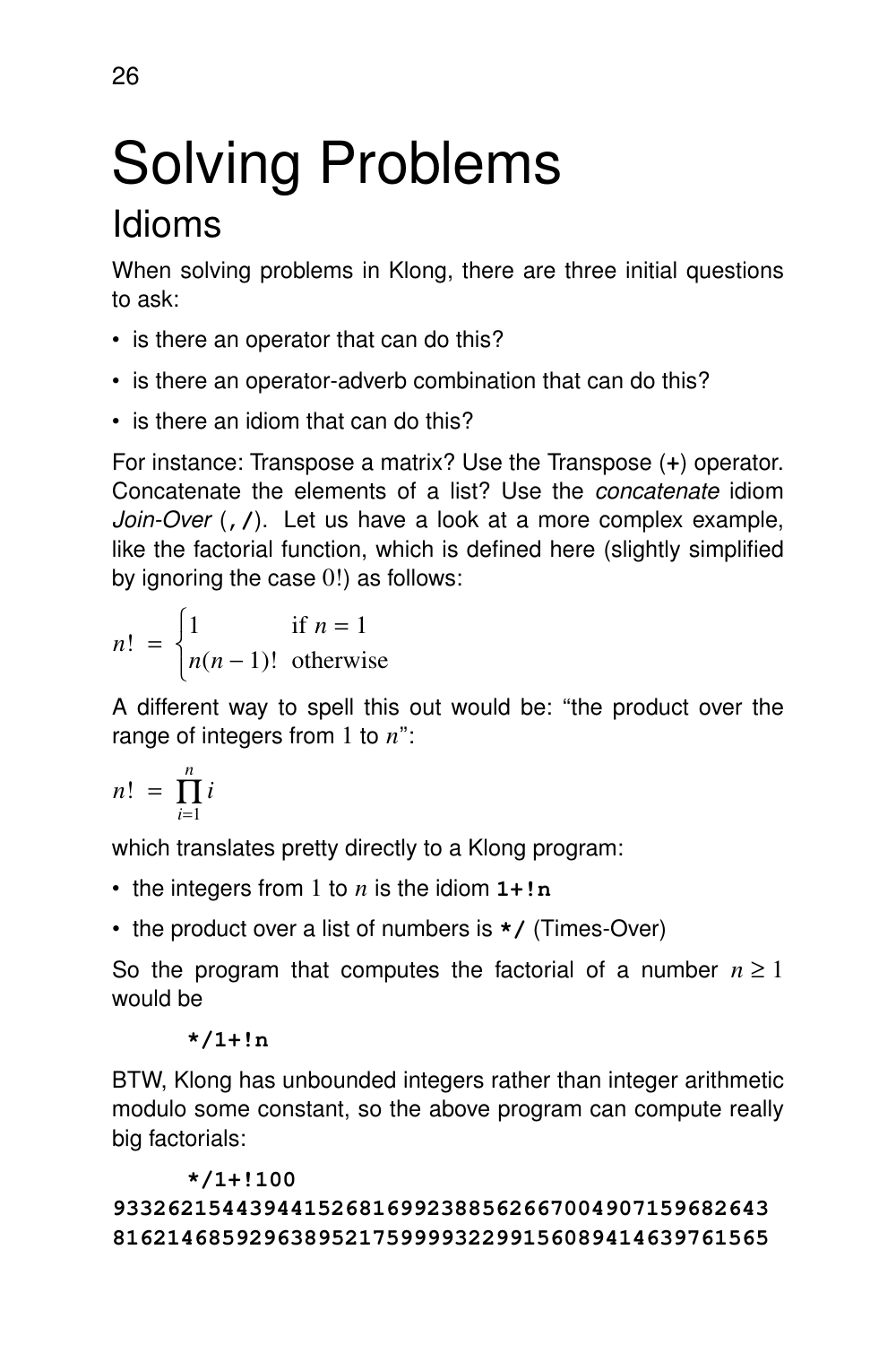# Solving Problems

## Idioms

When solving problems in Klong, there are three initial questions to ask:

- is there an operator that can do this?
- is there an operator-adverb combination that can do this?
- is there an idiom that can do this?

For instance: Transpose a matrix? Use the Transpose (**+**) operator. Concatenate the elements of a list? Use the *concatenate* idiom *Join-Over* (**,/**). Let us have a look at a more complex example, like the factorial function, which is defined here (slightly simplified by ignoring the case $0!$) as follows:

$$n! = \begin{cases} 1 & \text{if } n = 1 \\ n(n-1)! & \text{otherwise} \end{cases}$$

A different way to spell this out would be: "the product over the range of integers from $1$ to $n$":

$$n! = \prod_{i=1}^{n} i$$

which translates pretty directly to a Klong program:

- the integers from $1$ to $n$ is the idiom **1+!n**
- the product over a list of numbers is **\*/** (Times-Over)

So the program that computes the factorial of a number $n \geq 1$ would be

```
*/1+!n
```

BTW, Klong has unbounded integers rather than integer arithmetic modulo some constant, so the above program can compute really big factorials:

```
        */1+!100
93326215443944152681699238856266700490715968264381621468592963895217599993229915608941463976156
```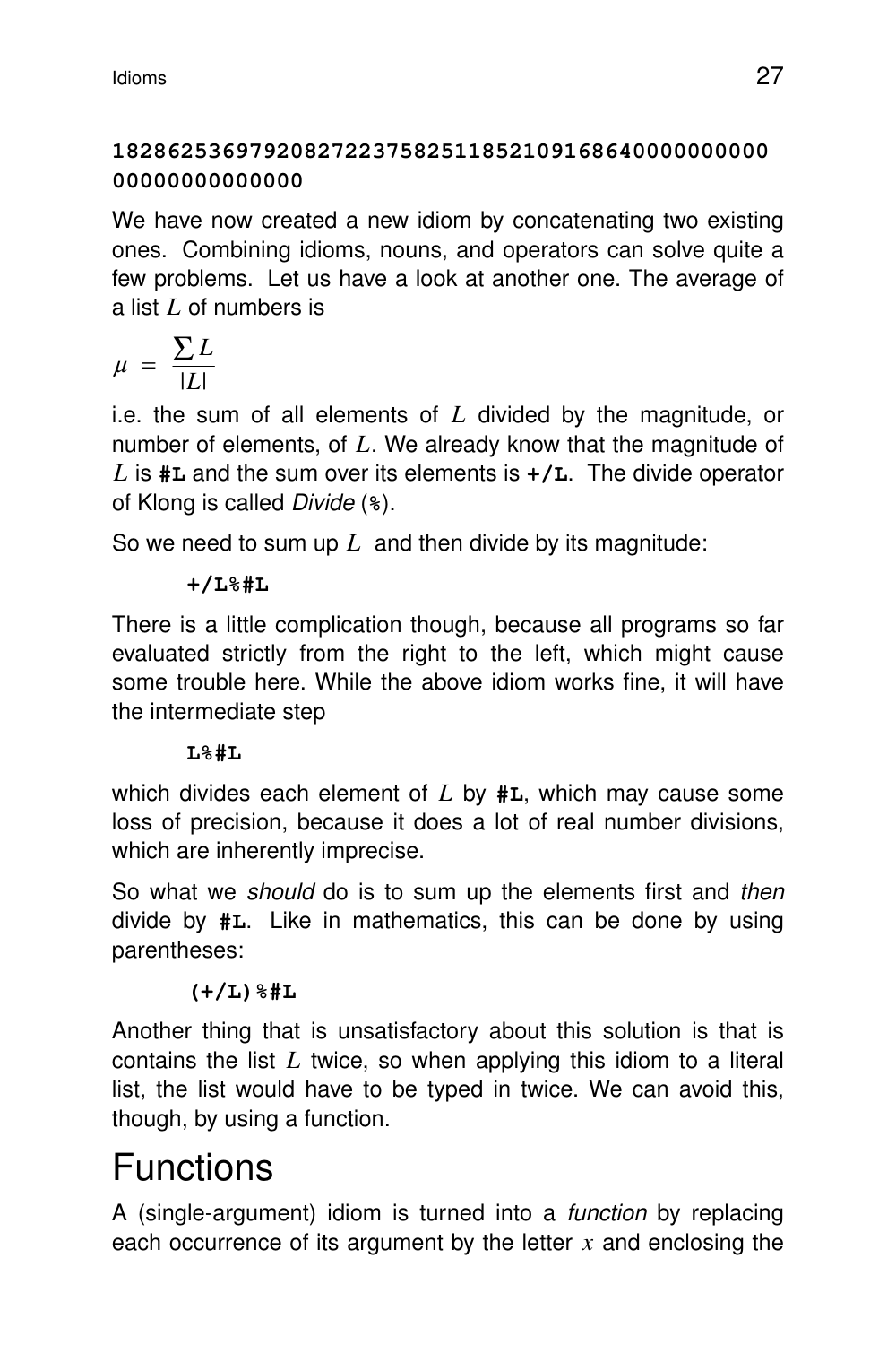```
1828625369792082722375825118521091686400000000000000000000000000
```

We have now created a new idiom by concatenating two existing ones. Combining idioms, nouns, and operators can solve quite a few problems. Let us have a look at another one. The average of a list $L$ of numbers is

$$\mu = \frac{\sum L}{|L|}$$

i.e. the sum of all elements of $L$ divided by the magnitude, or number of elements, of $L$. We already know that the magnitude of $L$ is **`#L`** and the sum over its elements is **`+/L`**. The divide operator of Klong is called *Divide* (**`%`**).

So we need to sum up $L$ and then divide by its magnitude:

```
+/L%#L
```

There is a little complication though, because all programs so far evaluated strictly from the right to the left, which might cause some trouble here. While the above idiom works fine, it will have the intermediate step

```
L%#L
```

which divides each element of $L$ by **`#L`**, which may cause some loss of precision, because it does a lot of real number divisions, which are inherently imprecise.

So what we *should* do is to sum up the elements first and *then* divide by **`#L`**. Like in mathematics, this can be done by using parentheses:

```
(+/L)%#L
```

Another thing that is unsatisfactory about this solution is that is contains the list $L$ twice, so when applying this idiom to a literal list, the list would have to be typed in twice. We can avoid this, though, by using a function.

# Functions

A (single-argument) idiom is turned into a *function* by replacing each occurrence of its argument by the letter $x$ and enclosing the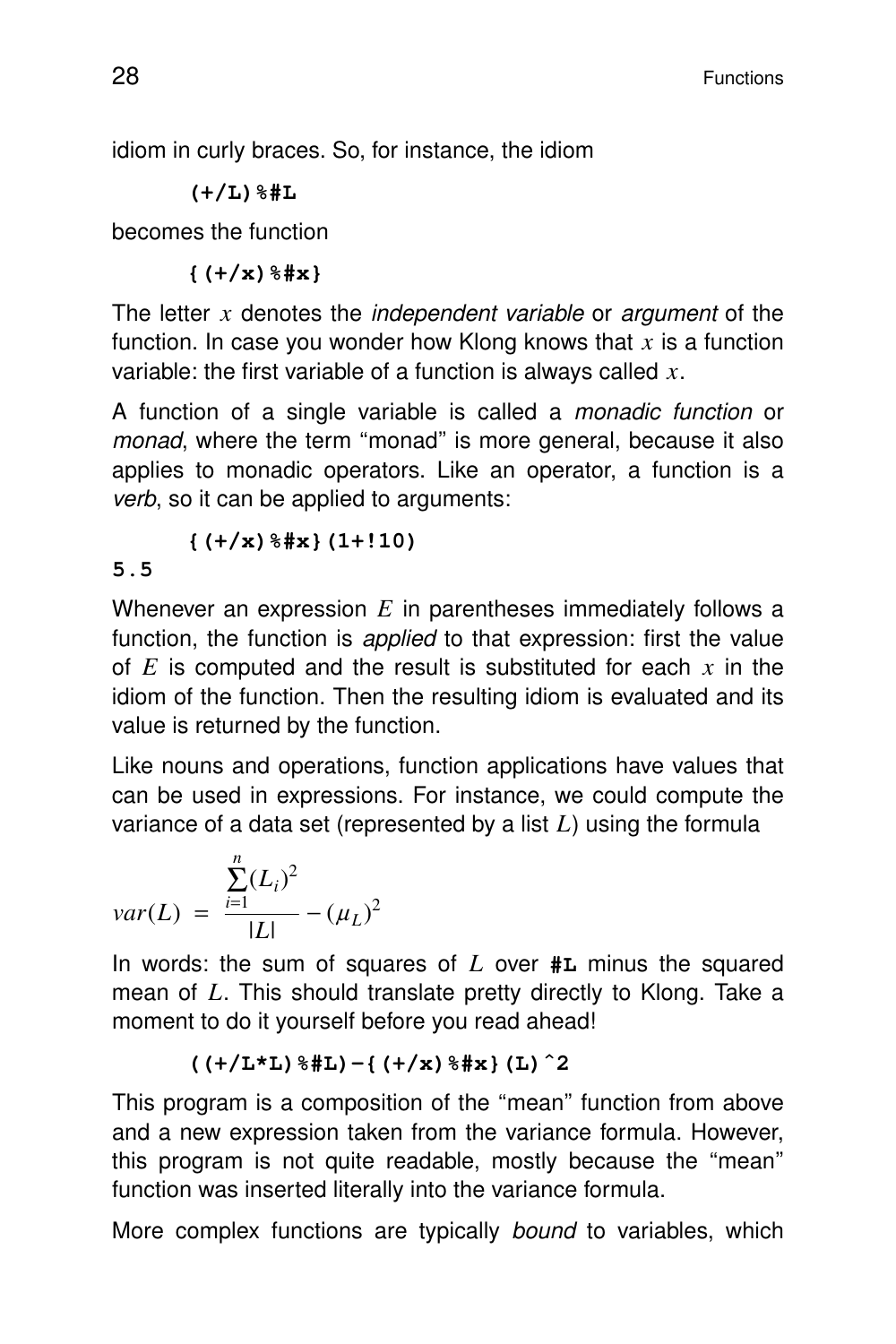idiom in curly braces. So, for instance, the idiom

```
(+/L)%#L
```

becomes the function

```
{(+/x)%#x}
```

The letter $x$ denotes the *independent variable* or *argument* of the function. In case you wonder how Klong knows that $x$ is a function variable: the first variable of a function is always called $x$.

A function of a single variable is called a *monadic function* or *monad*, where the term "monad" is more general, because it also applies to monadic operators. Like an operator, a function is a *verb*, so it can be applied to arguments:

```
        {(+/x)%#x}(1+!10)
5.5
```

Whenever an expression $E$ in parentheses immediately follows a function, the function is *applied* to that expression: first the value of $E$ is computed and the result is substituted for each $x$ in the idiom of the function. Then the resulting idiom is evaluated and its value is returned by the function.

Like nouns and operations, function applications have values that can be used in expressions. For instance, we could compute the variance of a data set (represented by a list $L$) using the formula

$$var(L) = \frac{\sum_{i=1}^{n}(L_i)^2}{|L|} - (\mu_L)^2$$

In words: the sum of squares of $L$ over **#L** minus the squared mean of $L$. This should translate pretty directly to Klong. Take a moment to do it yourself before you read ahead!

```
((+/L*L)%#L)-{(+/x)%#x}(L)^2
```

This program is a composition of the "mean" function from above and a new expression taken from the variance formula. However, this program is not quite readable, mostly because the "mean" function was inserted literally into the variance formula.

More complex functions are typically *bound* to variables, which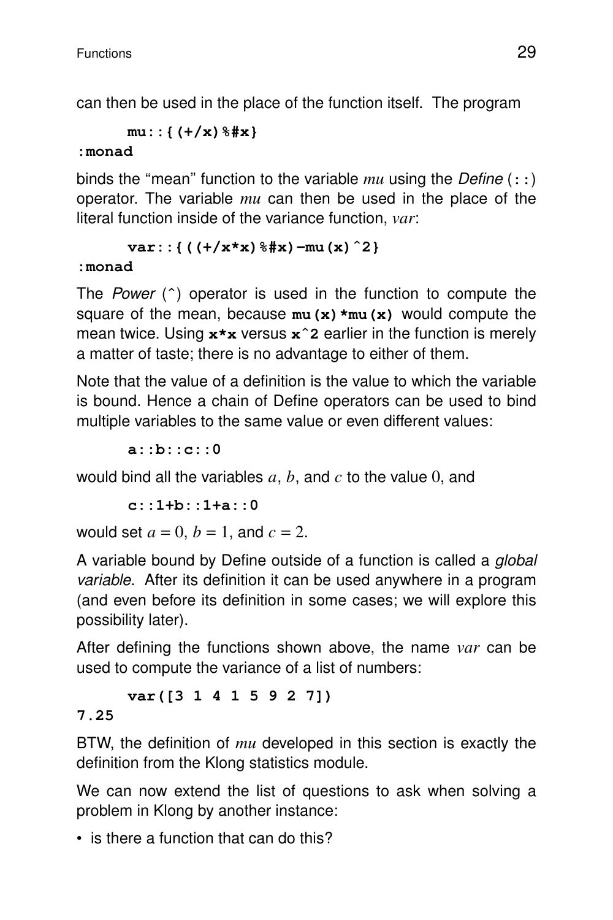can then be used in the place of the function itself. The program

```
      mu::{(+/x)%#x}
:monad
```

binds the "mean" function to the variable *mu* using the *Define* (`::`) operator. The variable *mu* can then be used in the place of the literal function inside of the variance function, *var*:

```
      var::{((+/x*x)%#x)-mu(x)^2}
:monad
```

The *Power* (^) operator is used in the function to compute the square of the mean, because `mu(x)*mu(x)` would compute the mean twice. Using `x*x` versus `x^2` earlier in the function is merely a matter of taste; there is no advantage to either of them.

Note that the value of a definition is the value to which the variable is bound. Hence a chain of Define operators can be used to bind multiple variables to the same value or even different values:

```
      a::b::c::0
```

would bind all the variables $a$, $b$, and $c$ to the value $0$, and

```
      c::1+b::1+a::0
```

would set $a = 0$, $b = 1$, and $c = 2$.

A variable bound by Define outside of a function is called a *global variable*. After its definition it can be used anywhere in a program (and even before its definition in some cases; we will explore this possibility later).

After defining the functions shown above, the name *var* can be used to compute the variance of a list of numbers:

```
      var([3 1 4 1 5 9 2 7])
7.25
```

BTW, the definition of *mu* developed in this section is exactly the definition from the Klong statistics module.

We can now extend the list of questions to ask when solving a problem in Klong by another instance:

- is there a function that can do this?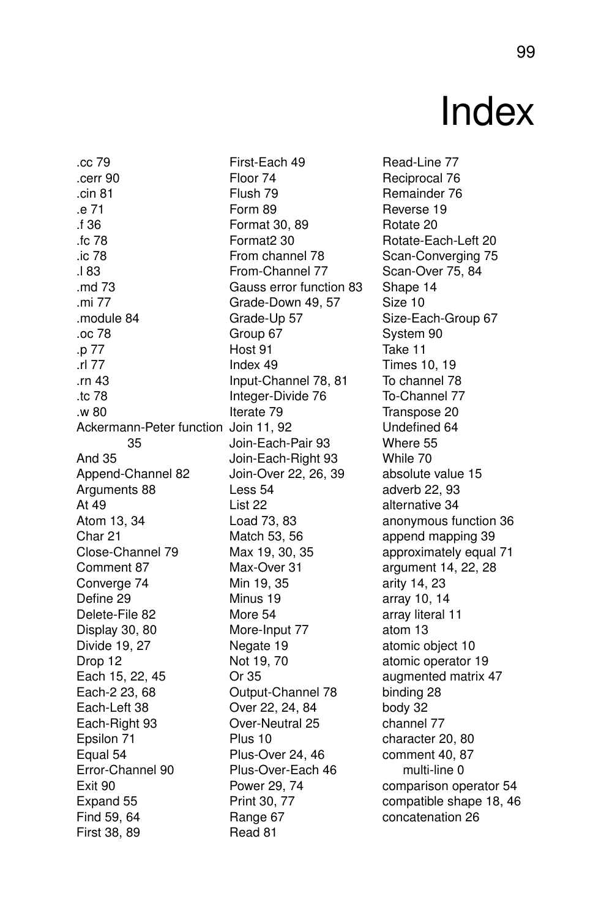# Index

.cc 79
.cerr 90
.cin 81
.e 71
.f 36
.fc 78
.ic 78
.l 83
.md 73
.mi 77
.module 84
.oc 78
.p 77
.rl 77
.rn 43
.tc 78
.w 80
Ackermann-Peter function 35
And 35
Append-Channel 82
Arguments 88
At 49
Atom 13, 34
Char 21
Close-Channel 79
Comment 87
Converge 74
Define 29
Delete-File 82
Display 30, 80
Divide 19, 27
Drop 12
Each 15, 22, 45
Each-2 23, 68
Each-Left 38
Each-Right 93
Epsilon 71
Equal 54
Error-Channel 90
Exit 90
Expand 55
Find 59, 64
First 38, 89
First-Each 49
Floor 74
Flush 79
Form 89
Format 30, 89
Format2 30
From channel 78
From-Channel 77
Gauss error function 83
Grade-Down 49, 57
Grade-Up 57
Group 67
Host 91
Index 49
Input-Channel 78, 81
Integer-Divide 76
Iterate 79
Join 11, 92
Join-Each-Pair 93
Join-Each-Right 93
Join-Over 22, 26, 39
Less 54
List 22
Load 73, 83
Match 53, 56
Max 19, 30, 35
Max-Over 31
Min 19, 35
Minus 19
More 54
More-Input 77
Negate 19
Not 19, 70
Or 35
Output-Channel 78
Over 22, 24, 84
Over-Neutral 25
Plus 10
Plus-Over 24, 46
Plus-Over-Each 46
Power 29, 74
Print 30, 77
Range 67
Read 81
Read-Line 77
Reciprocal 76
Remainder 76
Reverse 19
Rotate 20
Rotate-Each-Left 20
Scan-Converging 75
Scan-Over 75, 84
Shape 14
Size 10
Size-Each-Group 67
System 90
Take 11
Times 10, 19
To channel 78
To-Channel 77
Transpose 20
Undefined 64
Where 55
While 70
absolute value 15
adverb 22, 93
alternative 34
anonymous function 36
append mapping 39
approximately equal 71
argument 14, 22, 28
arity 14, 23
array 10, 14
array literal 11
atom 13
atomic object 10
atomic operator 19
augmented matrix 47
binding 28
body 32
channel 77
character 20, 80
comment 40, 87
  multi-line 0
comparison operator 54
compatible shape 18, 46
concatenation 26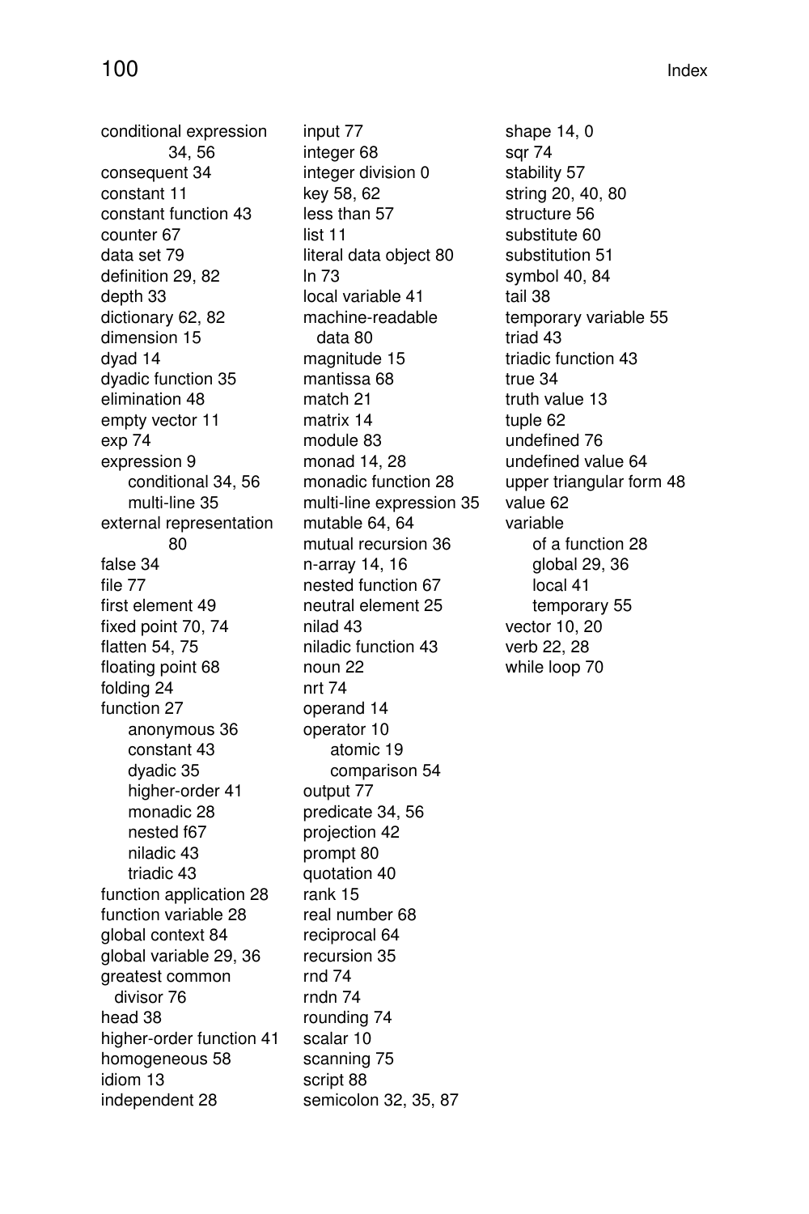conditional expression
34, 56
consequent 34
constant 11
constant function 43
counter 67
data set 79
definition 29, 82
depth 33
dictionary 62, 82
dimension 15
dyad 14
dyadic function 35
elimination 48
empty vector 11
exp 74
expression 9
    conditional 34, 56
    multi-line 35
external representation
80
false 34
file 77
first element 49
fixed point 70, 74
flatten 54, 75
floating point 68
folding 24
function 27
    anonymous 36
    constant 43
    dyadic 35
    higher-order 41
    monadic 28
    nested f67
    niladic 43
    triadic 43
function application 28
function variable 28
global context 84
global variable 29, 36
greatest common
divisor 76
head 38
higher-order function 41
homogeneous 58
idiom 13
independent 28
input 77
integer 68
integer division 0
key 58, 62
less than 57
list 11
literal data object 80
ln 73
local variable 41
machine-readable
data 80
magnitude 15
mantissa 68
match 21
matrix 14
module 83
monad 14, 28
monadic function 28
multi-line expression 35
mutable 64, 64
mutual recursion 36
n-array 14, 16
nested function 67
neutral element 25
nilad 43
niladic function 43
noun 22
nrt 74
operand 14
operator 10
    atomic 19
    comparison 54
output 77
predicate 34, 56
projection 42
prompt 80
quotation 40
rank 15
real number 68
reciprocal 64
recursion 35
rnd 74
rndn 74
rounding 74
scalar 10
scanning 75
script 88
semicolon 32, 35, 87
shape 14, 0
sqr 74
stability 57
string 20, 40, 80
structure 56
substitute 60
substitution 51
symbol 40, 84
tail 38
temporary variable 55
triad 43
triadic function 43
true 34
truth value 13
tuple 62
undefined 76
undefined value 64
upper triangular form 48
value 62
variable
    of a function 28
    global 29, 36
    local 41
    temporary 55
vector 10, 20
verb 22, 28
while loop 70